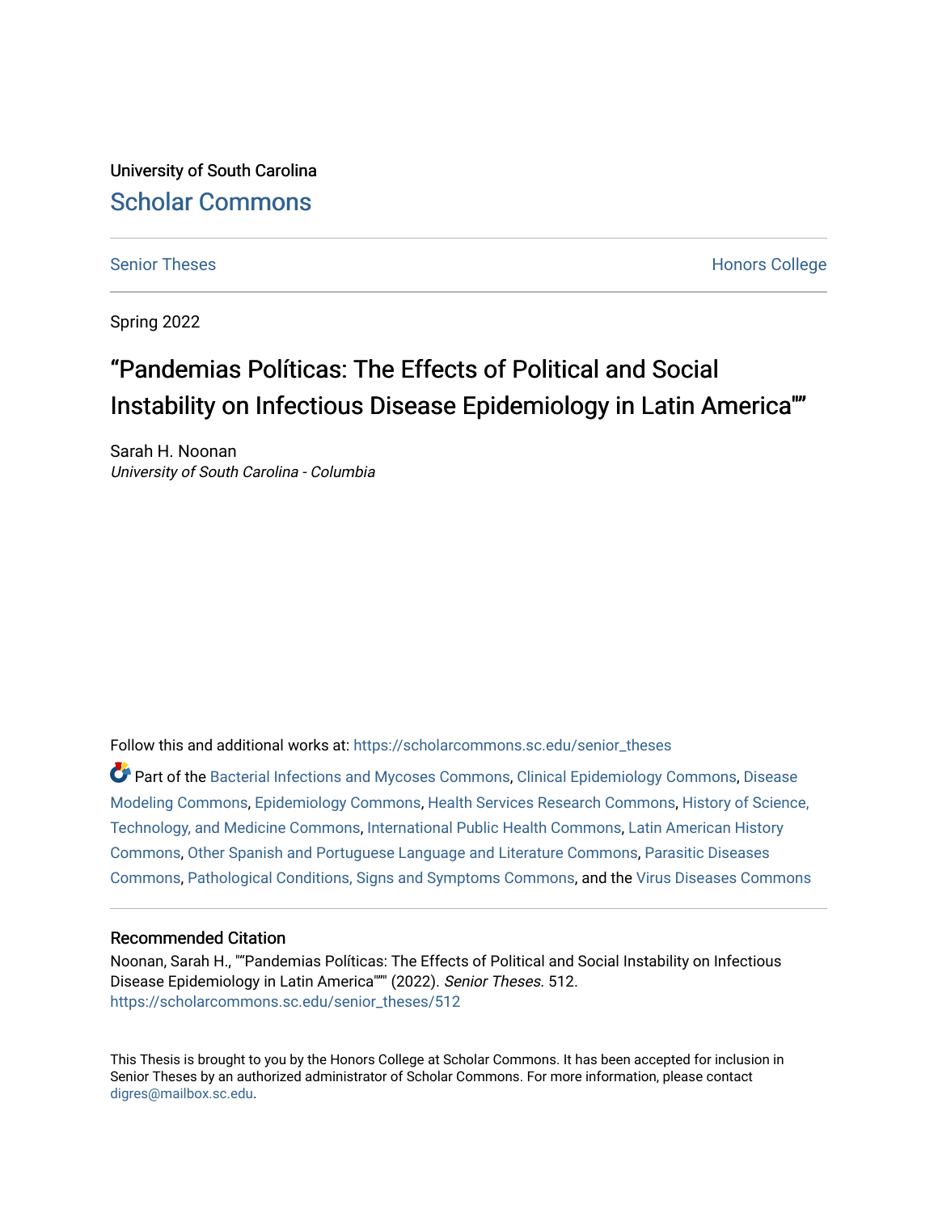University of South Carolina

Scholar Commons

Senior Theses

Honors College

Spring 2022

# "Pandemias Políticas: The Effects of Political and Social Instability on Infectious Disease Epidemiology in Latin America""

Sarah H. Noonan

*University of South Carolina - Columbia*

Follow this and additional works at: https://scholarcommons.sc.edu/senior_theses

Part of the Bacterial Infections and Mycoses Commons, Clinical Epidemiology Commons, Disease Modeling Commons, Epidemiology Commons, Health Services Research Commons, History of Science, Technology, and Medicine Commons, International Public Health Commons, Latin American History Commons, Other Spanish and Portuguese Language and Literature Commons, Parasitic Diseases Commons, Pathological Conditions, Signs and Symptoms Commons, and the Virus Diseases Commons

## Recommended Citation

Noonan, Sarah H., ""Pandemias Políticas: The Effects of Political and Social Instability on Infectious Disease Epidemiology in Latin America""" (2022). *Senior Theses*. 512.
https://scholarcommons.sc.edu/senior_theses/512

This Thesis is brought to you by the Honors College at Scholar Commons. It has been accepted for inclusion in Senior Theses by an authorized administrator of Scholar Commons. For more information, please contact digres@mailbox.sc.edu.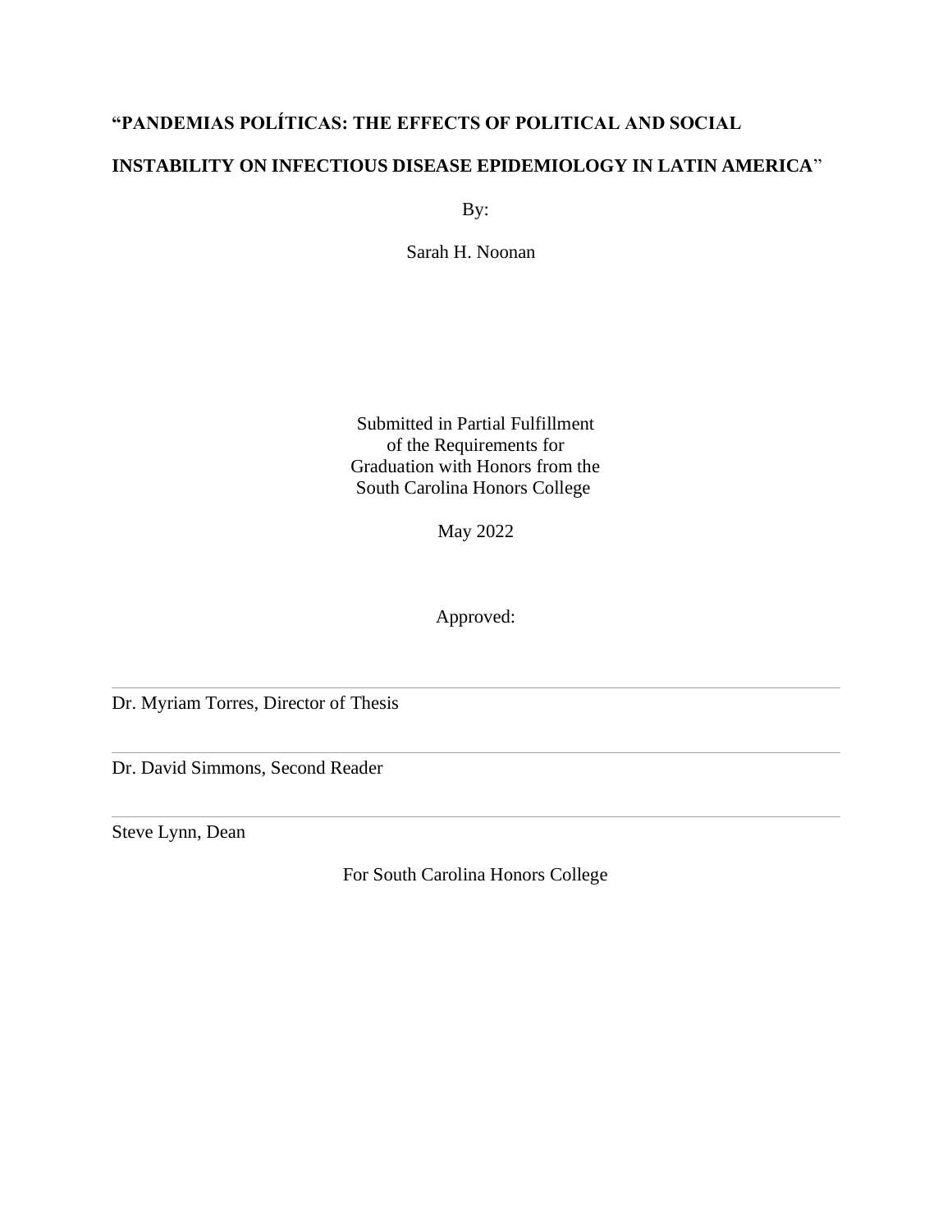**"PANDEMIAS POLÍTICAS: THE EFFECTS OF POLITICAL AND SOCIAL INSTABILITY ON INFECTIOUS DISEASE EPIDEMIOLOGY IN LATIN AMERICA"**

By:

Sarah H. Noonan

Submitted in Partial Fulfillment
of the Requirements for
Graduation with Honors from the
South Carolina Honors College

May 2022

Approved:

---

Dr. Myriam Torres, Director of Thesis

---

Dr. David Simmons, Second Reader

---

Steve Lynn, Dean

For South Carolina Honors College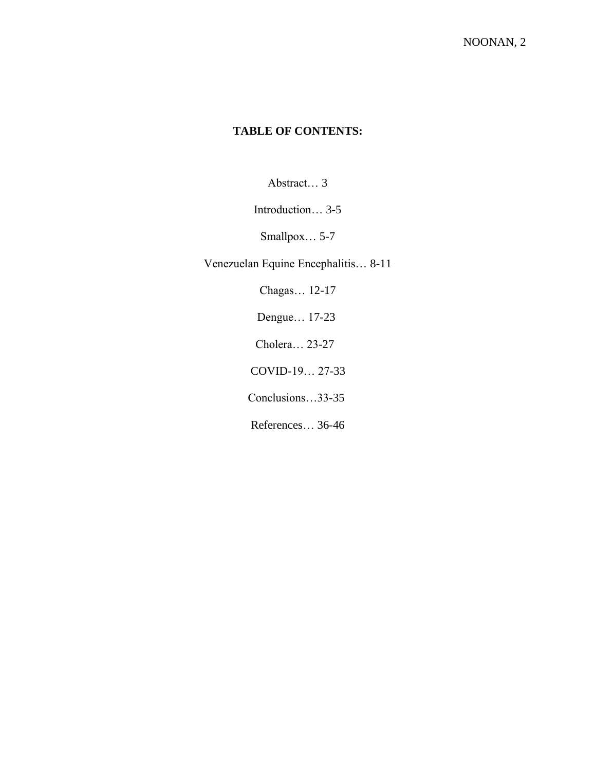**TABLE OF CONTENTS:**

Abstract… 3

Introduction… 3-5

Smallpox… 5-7

Venezuelan Equine Encephalitis… 8-11

Chagas… 12-17

Dengue… 17-23

Cholera… 23-27

COVID-19… 27-33

Conclusions…33-35

References… 36-46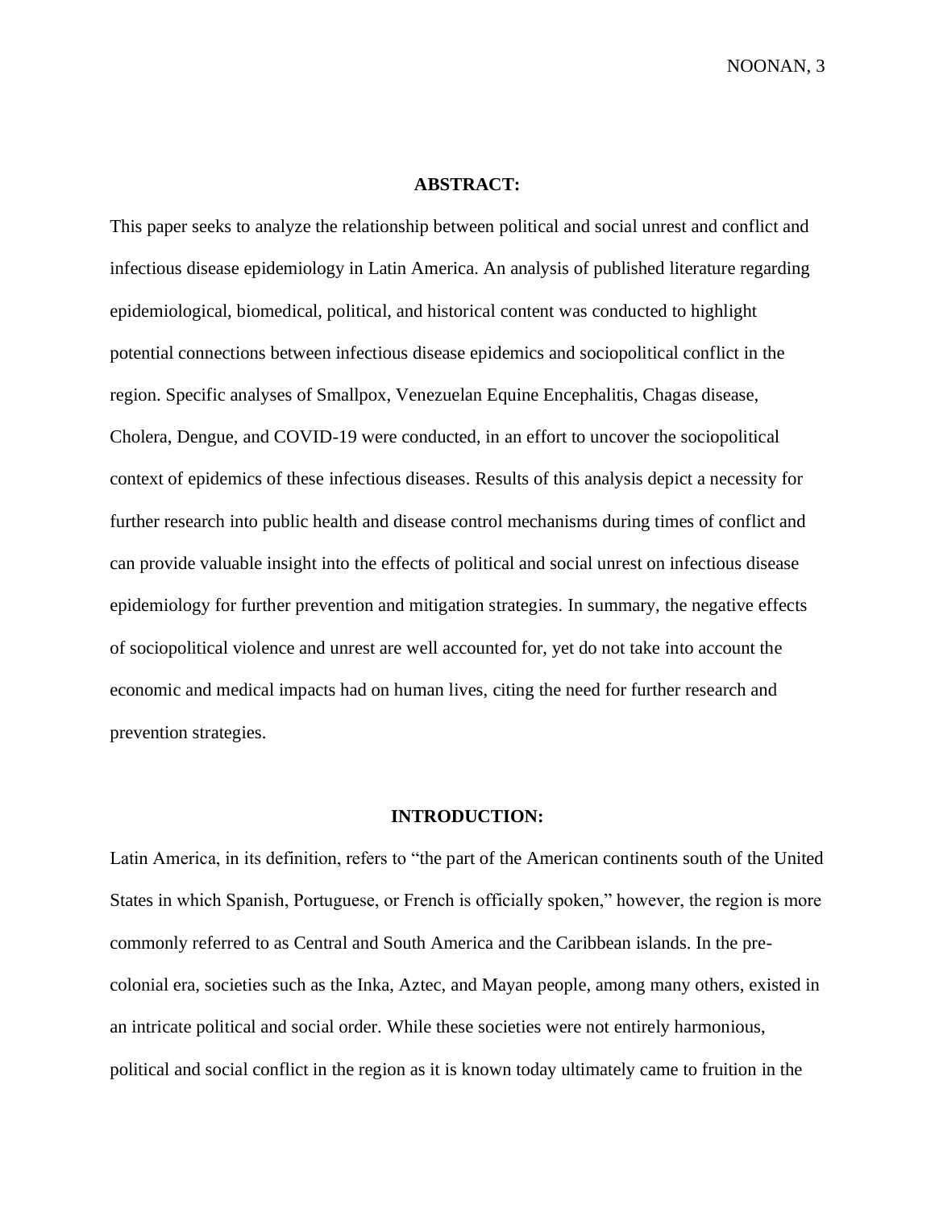## ABSTRACT:

This paper seeks to analyze the relationship between political and social unrest and conflict and infectious disease epidemiology in Latin America. An analysis of published literature regarding epidemiological, biomedical, political, and historical content was conducted to highlight potential connections between infectious disease epidemics and sociopolitical conflict in the region. Specific analyses of Smallpox, Venezuelan Equine Encephalitis, Chagas disease, Cholera, Dengue, and COVID-19 were conducted, in an effort to uncover the sociopolitical context of epidemics of these infectious diseases. Results of this analysis depict a necessity for further research into public health and disease control mechanisms during times of conflict and can provide valuable insight into the effects of political and social unrest on infectious disease epidemiology for further prevention and mitigation strategies. In summary, the negative effects of sociopolitical violence and unrest are well accounted for, yet do not take into account the economic and medical impacts had on human lives, citing the need for further research and prevention strategies.

## INTRODUCTION:

Latin America, in its definition, refers to "the part of the American continents south of the United States in which Spanish, Portuguese, or French is officially spoken," however, the region is more commonly referred to as Central and South America and the Caribbean islands. In the pre-colonial era, societies such as the Inka, Aztec, and Mayan people, among many others, existed in an intricate political and social order. While these societies were not entirely harmonious, political and social conflict in the region as it is known today ultimately came to fruition in the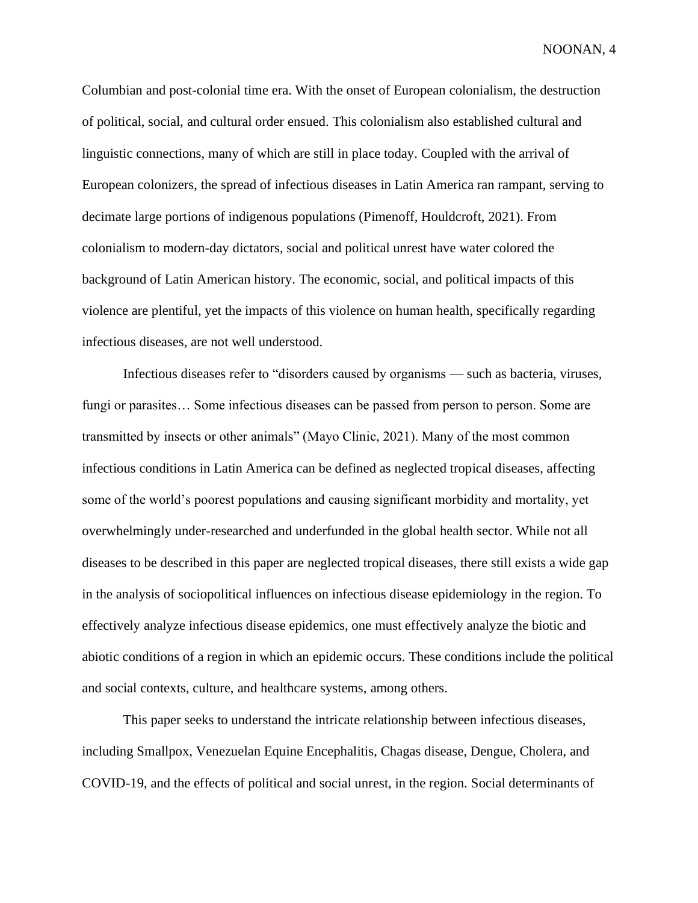Columbian and post-colonial time era. With the onset of European colonialism, the destruction of political, social, and cultural order ensued. This colonialism also established cultural and linguistic connections, many of which are still in place today. Coupled with the arrival of European colonizers, the spread of infectious diseases in Latin America ran rampant, serving to decimate large portions of indigenous populations (Pimenoff, Houldcroft, 2021). From colonialism to modern-day dictators, social and political unrest have water colored the background of Latin American history. The economic, social, and political impacts of this violence are plentiful, yet the impacts of this violence on human health, specifically regarding infectious diseases, are not well understood.

Infectious diseases refer to "disorders caused by organisms — such as bacteria, viruses, fungi or parasites… Some infectious diseases can be passed from person to person. Some are transmitted by insects or other animals" (Mayo Clinic, 2021). Many of the most common infectious conditions in Latin America can be defined as neglected tropical diseases, affecting some of the world's poorest populations and causing significant morbidity and mortality, yet overwhelmingly under-researched and underfunded in the global health sector. While not all diseases to be described in this paper are neglected tropical diseases, there still exists a wide gap in the analysis of sociopolitical influences on infectious disease epidemiology in the region. To effectively analyze infectious disease epidemics, one must effectively analyze the biotic and abiotic conditions of a region in which an epidemic occurs. These conditions include the political and social contexts, culture, and healthcare systems, among others.

This paper seeks to understand the intricate relationship between infectious diseases, including Smallpox, Venezuelan Equine Encephalitis, Chagas disease, Dengue, Cholera, and COVID-19, and the effects of political and social unrest, in the region. Social determinants of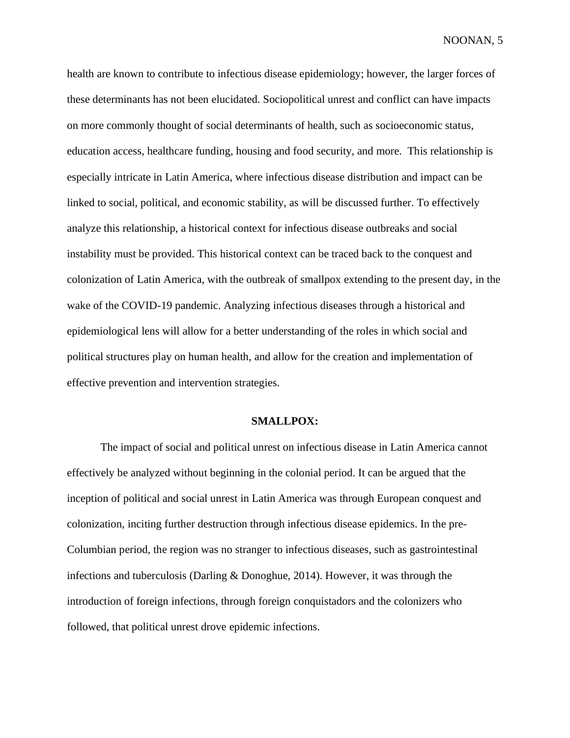health are known to contribute to infectious disease epidemiology; however, the larger forces of these determinants has not been elucidated. Sociopolitical unrest and conflict can have impacts on more commonly thought of social determinants of health, such as socioeconomic status, education access, healthcare funding, housing and food security, and more. This relationship is especially intricate in Latin America, where infectious disease distribution and impact can be linked to social, political, and economic stability, as will be discussed further. To effectively analyze this relationship, a historical context for infectious disease outbreaks and social instability must be provided. This historical context can be traced back to the conquest and colonization of Latin America, with the outbreak of smallpox extending to the present day, in the wake of the COVID-19 pandemic. Analyzing infectious diseases through a historical and epidemiological lens will allow for a better understanding of the roles in which social and political structures play on human health, and allow for the creation and implementation of effective prevention and intervention strategies.

## SMALLPOX:

The impact of social and political unrest on infectious disease in Latin America cannot effectively be analyzed without beginning in the colonial period. It can be argued that the inception of political and social unrest in Latin America was through European conquest and colonization, inciting further destruction through infectious disease epidemics. In the pre-Columbian period, the region was no stranger to infectious diseases, such as gastrointestinal infections and tuberculosis (Darling & Donoghue, 2014). However, it was through the introduction of foreign infections, through foreign conquistadors and the colonizers who followed, that political unrest drove epidemic infections.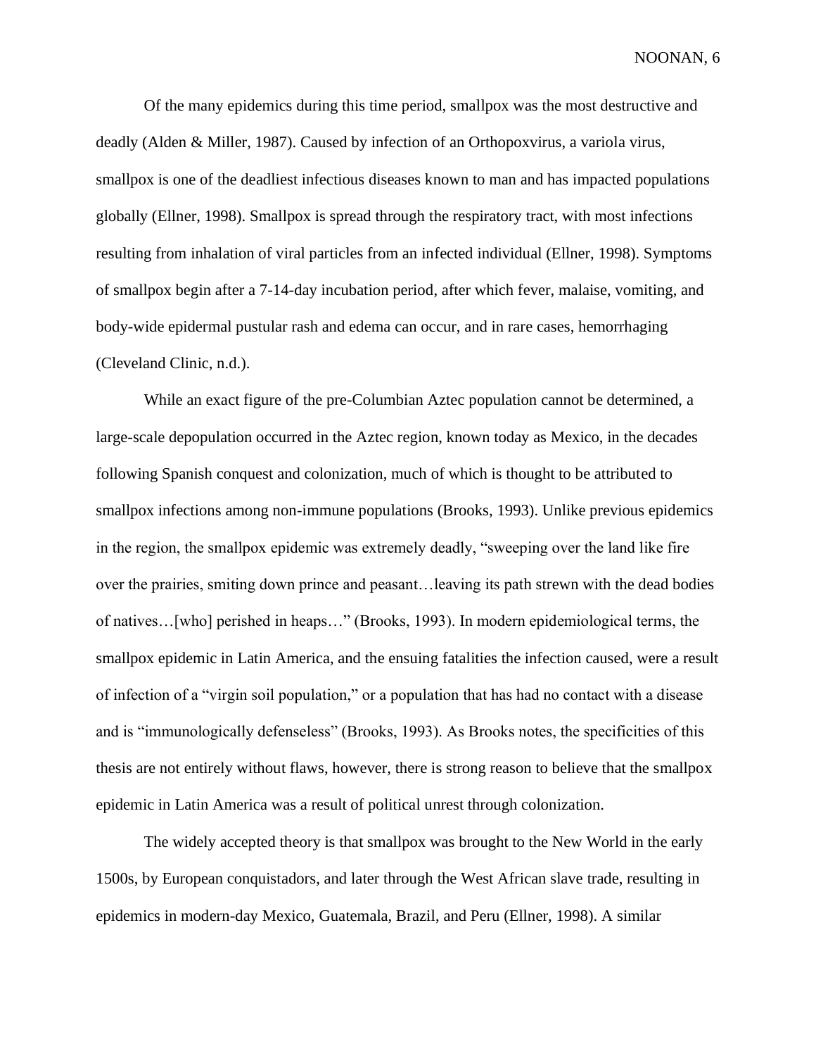Of the many epidemics during this time period, smallpox was the most destructive and deadly (Alden & Miller, 1987). Caused by infection of an Orthopoxvirus, a variola virus, smallpox is one of the deadliest infectious diseases known to man and has impacted populations globally (Ellner, 1998). Smallpox is spread through the respiratory tract, with most infections resulting from inhalation of viral particles from an infected individual (Ellner, 1998). Symptoms of smallpox begin after a 7-14-day incubation period, after which fever, malaise, vomiting, and body-wide epidermal pustular rash and edema can occur, and in rare cases, hemorrhaging (Cleveland Clinic, n.d.).

While an exact figure of the pre-Columbian Aztec population cannot be determined, a large-scale depopulation occurred in the Aztec region, known today as Mexico, in the decades following Spanish conquest and colonization, much of which is thought to be attributed to smallpox infections among non-immune populations (Brooks, 1993). Unlike previous epidemics in the region, the smallpox epidemic was extremely deadly, "sweeping over the land like fire over the prairies, smiting down prince and peasant…leaving its path strewn with the dead bodies of natives…[who] perished in heaps…" (Brooks, 1993). In modern epidemiological terms, the smallpox epidemic in Latin America, and the ensuing fatalities the infection caused, were a result of infection of a "virgin soil population," or a population that has had no contact with a disease and is "immunologically defenseless" (Brooks, 1993). As Brooks notes, the specificities of this thesis are not entirely without flaws, however, there is strong reason to believe that the smallpox epidemic in Latin America was a result of political unrest through colonization.

The widely accepted theory is that smallpox was brought to the New World in the early 1500s, by European conquistadors, and later through the West African slave trade, resulting in epidemics in modern-day Mexico, Guatemala, Brazil, and Peru (Ellner, 1998). A similar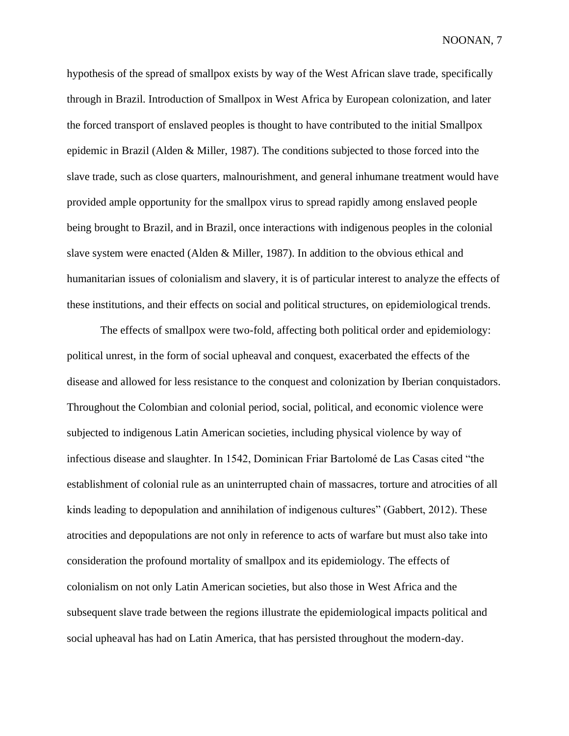hypothesis of the spread of smallpox exists by way of the West African slave trade, specifically through in Brazil. Introduction of Smallpox in West Africa by European colonization, and later the forced transport of enslaved peoples is thought to have contributed to the initial Smallpox epidemic in Brazil (Alden & Miller, 1987). The conditions subjected to those forced into the slave trade, such as close quarters, malnourishment, and general inhumane treatment would have provided ample opportunity for the smallpox virus to spread rapidly among enslaved people being brought to Brazil, and in Brazil, once interactions with indigenous peoples in the colonial slave system were enacted (Alden & Miller, 1987). In addition to the obvious ethical and humanitarian issues of colonialism and slavery, it is of particular interest to analyze the effects of these institutions, and their effects on social and political structures, on epidemiological trends.

The effects of smallpox were two-fold, affecting both political order and epidemiology: political unrest, in the form of social upheaval and conquest, exacerbated the effects of the disease and allowed for less resistance to the conquest and colonization by Iberian conquistadors. Throughout the Colombian and colonial period, social, political, and economic violence were subjected to indigenous Latin American societies, including physical violence by way of infectious disease and slaughter. In 1542, Dominican Friar Bartolomé de Las Casas cited "the establishment of colonial rule as an uninterrupted chain of massacres, torture and atrocities of all kinds leading to depopulation and annihilation of indigenous cultures" (Gabbert, 2012). These atrocities and depopulations are not only in reference to acts of warfare but must also take into consideration the profound mortality of smallpox and its epidemiology. The effects of colonialism on not only Latin American societies, but also those in West Africa and the subsequent slave trade between the regions illustrate the epidemiological impacts political and social upheaval has had on Latin America, that has persisted throughout the modern-day.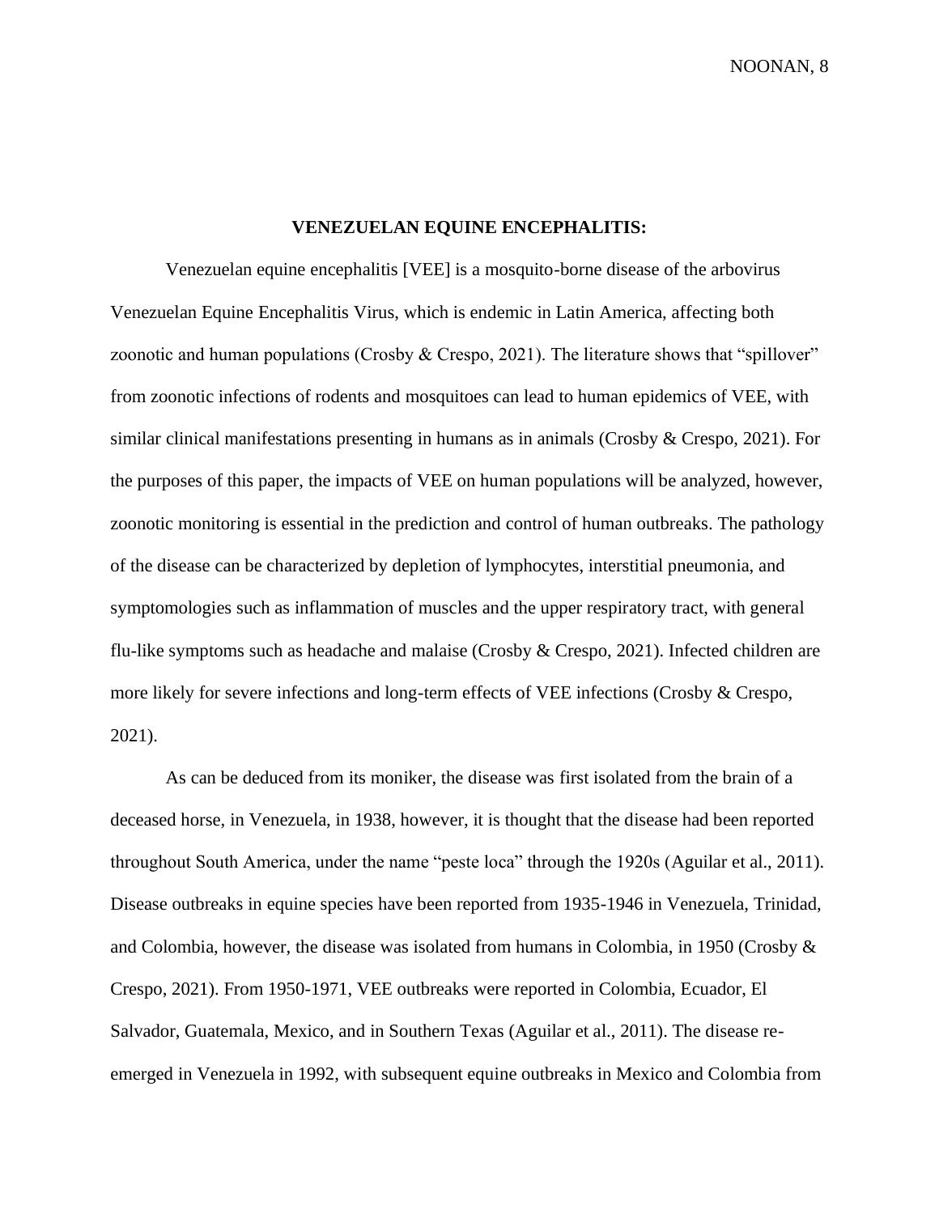## VENEZUELAN EQUINE ENCEPHALITIS:

Venezuelan equine encephalitis [VEE] is a mosquito-borne disease of the arbovirus Venezuelan Equine Encephalitis Virus, which is endemic in Latin America, affecting both zoonotic and human populations (Crosby & Crespo, 2021). The literature shows that "spillover" from zoonotic infections of rodents and mosquitoes can lead to human epidemics of VEE, with similar clinical manifestations presenting in humans as in animals (Crosby & Crespo, 2021). For the purposes of this paper, the impacts of VEE on human populations will be analyzed, however, zoonotic monitoring is essential in the prediction and control of human outbreaks. The pathology of the disease can be characterized by depletion of lymphocytes, interstitial pneumonia, and symptomologies such as inflammation of muscles and the upper respiratory tract, with general flu-like symptoms such as headache and malaise (Crosby & Crespo, 2021). Infected children are more likely for severe infections and long-term effects of VEE infections (Crosby & Crespo, 2021).

As can be deduced from its moniker, the disease was first isolated from the brain of a deceased horse, in Venezuela, in 1938, however, it is thought that the disease had been reported throughout South America, under the name "peste loca" through the 1920s (Aguilar et al., 2011). Disease outbreaks in equine species have been reported from 1935-1946 in Venezuela, Trinidad, and Colombia, however, the disease was isolated from humans in Colombia, in 1950 (Crosby & Crespo, 2021). From 1950-1971, VEE outbreaks were reported in Colombia, Ecuador, El Salvador, Guatemala, Mexico, and in Southern Texas (Aguilar et al., 2011). The disease re-emerged in Venezuela in 1992, with subsequent equine outbreaks in Mexico and Colombia from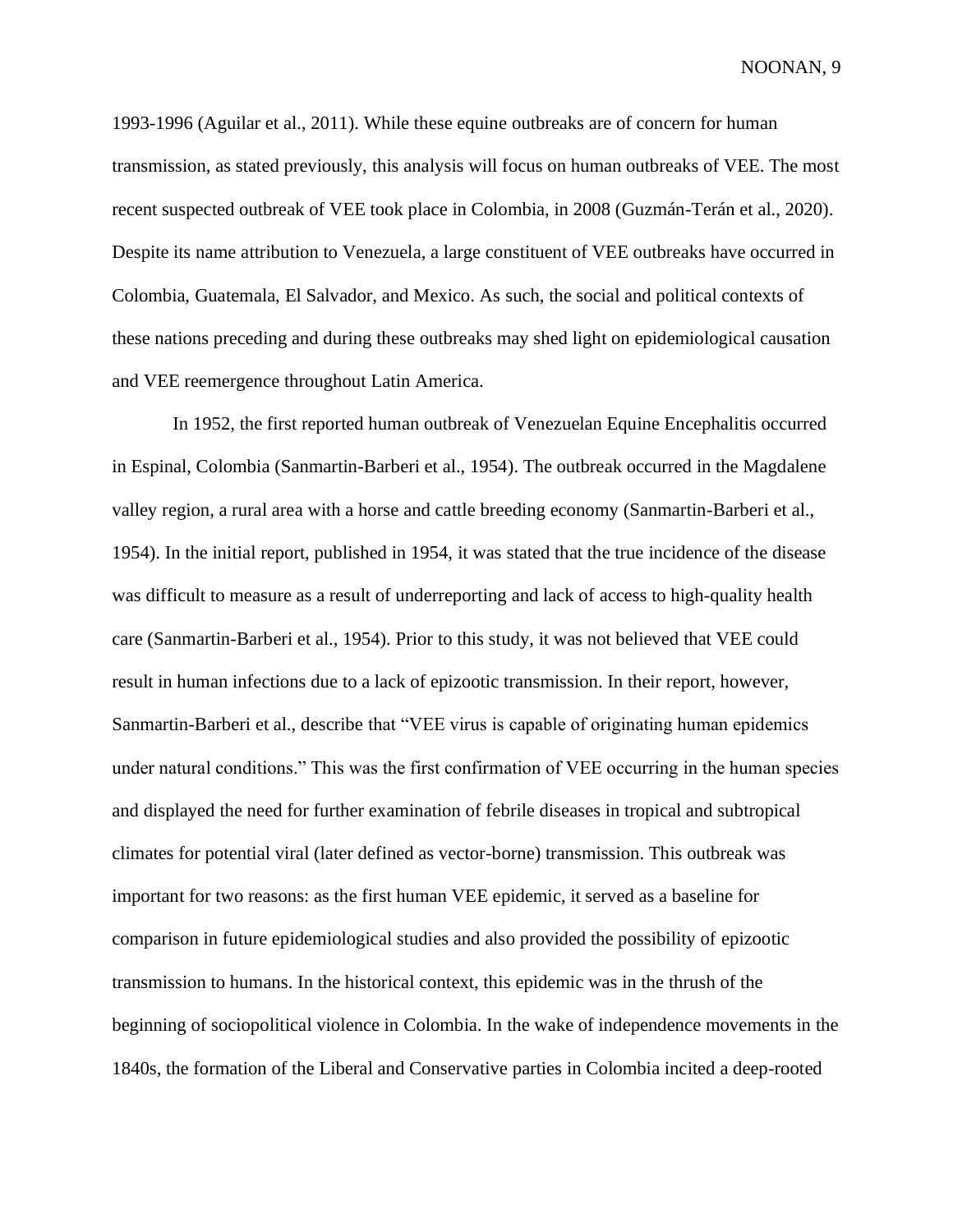1993-1996 (Aguilar et al., 2011). While these equine outbreaks are of concern for human transmission, as stated previously, this analysis will focus on human outbreaks of VEE. The most recent suspected outbreak of VEE took place in Colombia, in 2008 (Guzmán-Terán et al., 2020). Despite its name attribution to Venezuela, a large constituent of VEE outbreaks have occurred in Colombia, Guatemala, El Salvador, and Mexico. As such, the social and political contexts of these nations preceding and during these outbreaks may shed light on epidemiological causation and VEE reemergence throughout Latin America.

In 1952, the first reported human outbreak of Venezuelan Equine Encephalitis occurred in Espinal, Colombia (Sanmartin-Barberi et al., 1954). The outbreak occurred in the Magdalene valley region, a rural area with a horse and cattle breeding economy (Sanmartin-Barberi et al., 1954). In the initial report, published in 1954, it was stated that the true incidence of the disease was difficult to measure as a result of underreporting and lack of access to high-quality health care (Sanmartin-Barberi et al., 1954). Prior to this study, it was not believed that VEE could result in human infections due to a lack of epizootic transmission. In their report, however, Sanmartin-Barberi et al., describe that "VEE virus is capable of originating human epidemics under natural conditions." This was the first confirmation of VEE occurring in the human species and displayed the need for further examination of febrile diseases in tropical and subtropical climates for potential viral (later defined as vector-borne) transmission. This outbreak was important for two reasons: as the first human VEE epidemic, it served as a baseline for comparison in future epidemiological studies and also provided the possibility of epizootic transmission to humans. In the historical context, this epidemic was in the thrush of the beginning of sociopolitical violence in Colombia. In the wake of independence movements in the 1840s, the formation of the Liberal and Conservative parties in Colombia incited a deep-rooted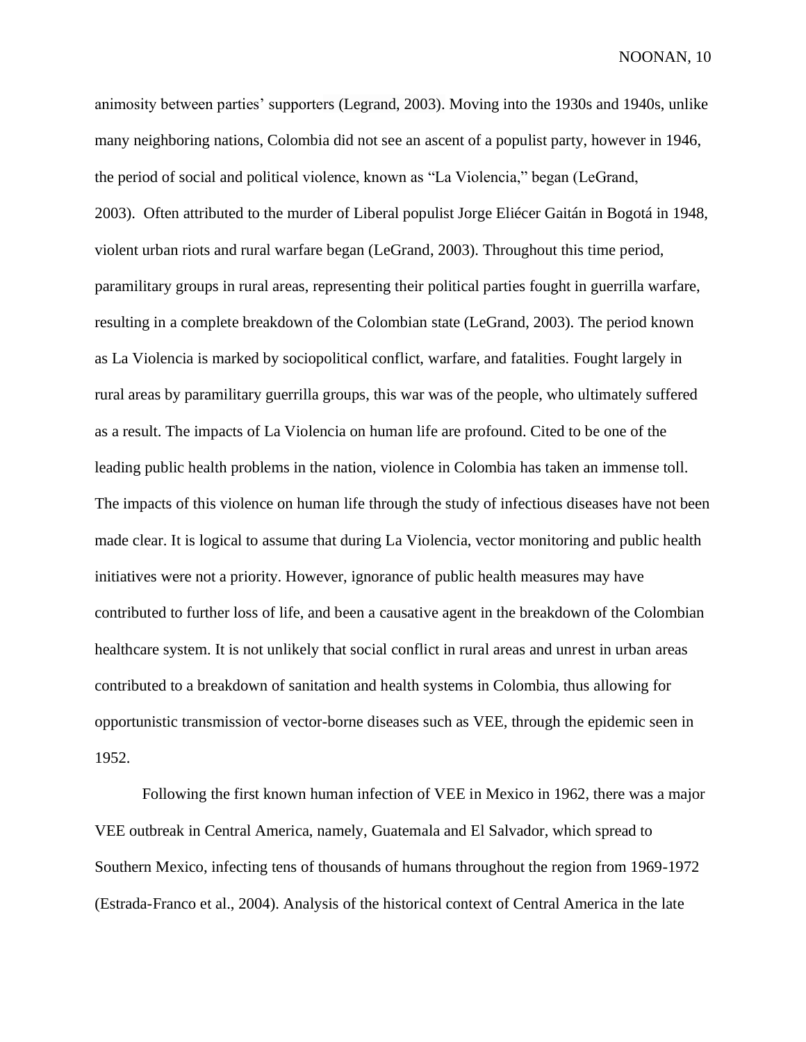animosity between parties' supporters (Legrand, 2003). Moving into the 1930s and 1940s, unlike many neighboring nations, Colombia did not see an ascent of a populist party, however in 1946, the period of social and political violence, known as "La Violencia," began (LeGrand, 2003). Often attributed to the murder of Liberal populist Jorge Eliécer Gaitán in Bogotá in 1948, violent urban riots and rural warfare began (LeGrand, 2003). Throughout this time period, paramilitary groups in rural areas, representing their political parties fought in guerrilla warfare, resulting in a complete breakdown of the Colombian state (LeGrand, 2003). The period known as La Violencia is marked by sociopolitical conflict, warfare, and fatalities. Fought largely in rural areas by paramilitary guerrilla groups, this war was of the people, who ultimately suffered as a result. The impacts of La Violencia on human life are profound. Cited to be one of the leading public health problems in the nation, violence in Colombia has taken an immense toll. The impacts of this violence on human life through the study of infectious diseases have not been made clear. It is logical to assume that during La Violencia, vector monitoring and public health initiatives were not a priority. However, ignorance of public health measures may have contributed to further loss of life, and been a causative agent in the breakdown of the Colombian healthcare system. It is not unlikely that social conflict in rural areas and unrest in urban areas contributed to a breakdown of sanitation and health systems in Colombia, thus allowing for opportunistic transmission of vector-borne diseases such as VEE, through the epidemic seen in 1952.

Following the first known human infection of VEE in Mexico in 1962, there was a major VEE outbreak in Central America, namely, Guatemala and El Salvador, which spread to Southern Mexico, infecting tens of thousands of humans throughout the region from 1969-1972 (Estrada-Franco et al., 2004). Analysis of the historical context of Central America in the late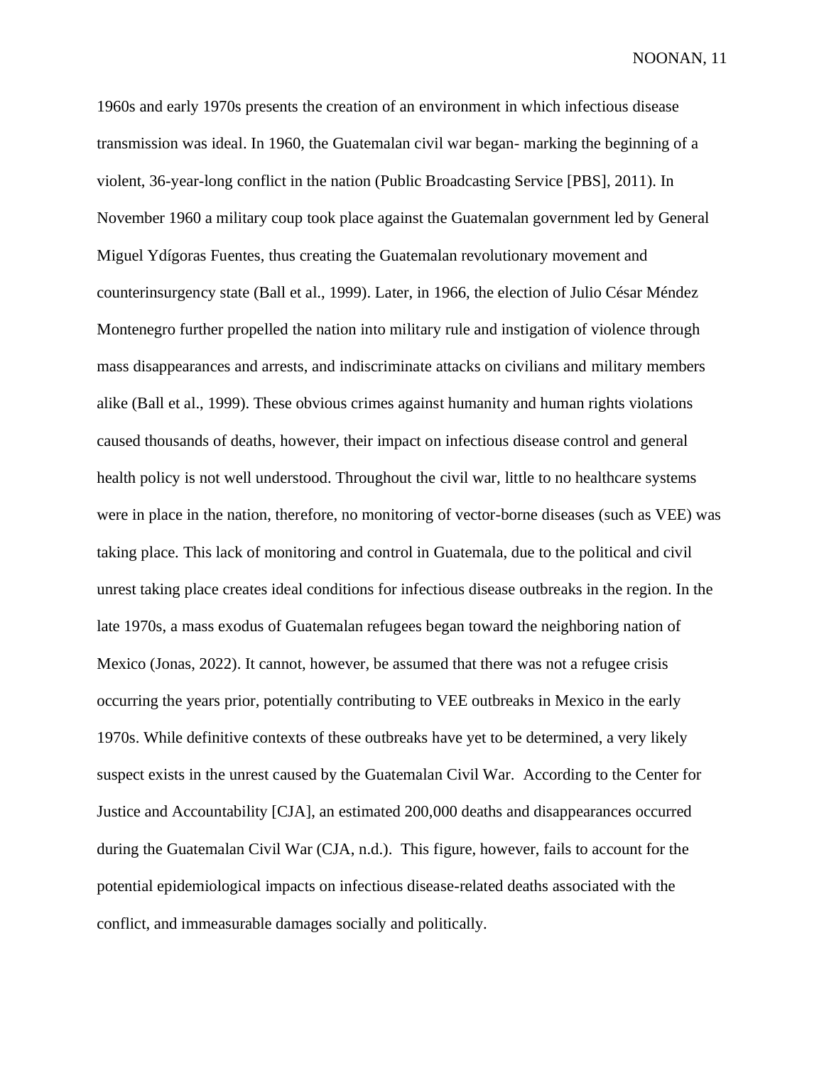1960s and early 1970s presents the creation of an environment in which infectious disease transmission was ideal. In 1960, the Guatemalan civil war began- marking the beginning of a violent, 36-year-long conflict in the nation (Public Broadcasting Service [PBS], 2011). In November 1960 a military coup took place against the Guatemalan government led by General Miguel Ydígoras Fuentes, thus creating the Guatemalan revolutionary movement and counterinsurgency state (Ball et al., 1999). Later, in 1966, the election of Julio César Méndez Montenegro further propelled the nation into military rule and instigation of violence through mass disappearances and arrests, and indiscriminate attacks on civilians and military members alike (Ball et al., 1999). These obvious crimes against humanity and human rights violations caused thousands of deaths, however, their impact on infectious disease control and general health policy is not well understood. Throughout the civil war, little to no healthcare systems were in place in the nation, therefore, no monitoring of vector-borne diseases (such as VEE) was taking place. This lack of monitoring and control in Guatemala, due to the political and civil unrest taking place creates ideal conditions for infectious disease outbreaks in the region. In the late 1970s, a mass exodus of Guatemalan refugees began toward the neighboring nation of Mexico (Jonas, 2022). It cannot, however, be assumed that there was not a refugee crisis occurring the years prior, potentially contributing to VEE outbreaks in Mexico in the early 1970s. While definitive contexts of these outbreaks have yet to be determined, a very likely suspect exists in the unrest caused by the Guatemalan Civil War. According to the Center for Justice and Accountability [CJA], an estimated 200,000 deaths and disappearances occurred during the Guatemalan Civil War (CJA, n.d.). This figure, however, fails to account for the potential epidemiological impacts on infectious disease-related deaths associated with the conflict, and immeasurable damages socially and politically.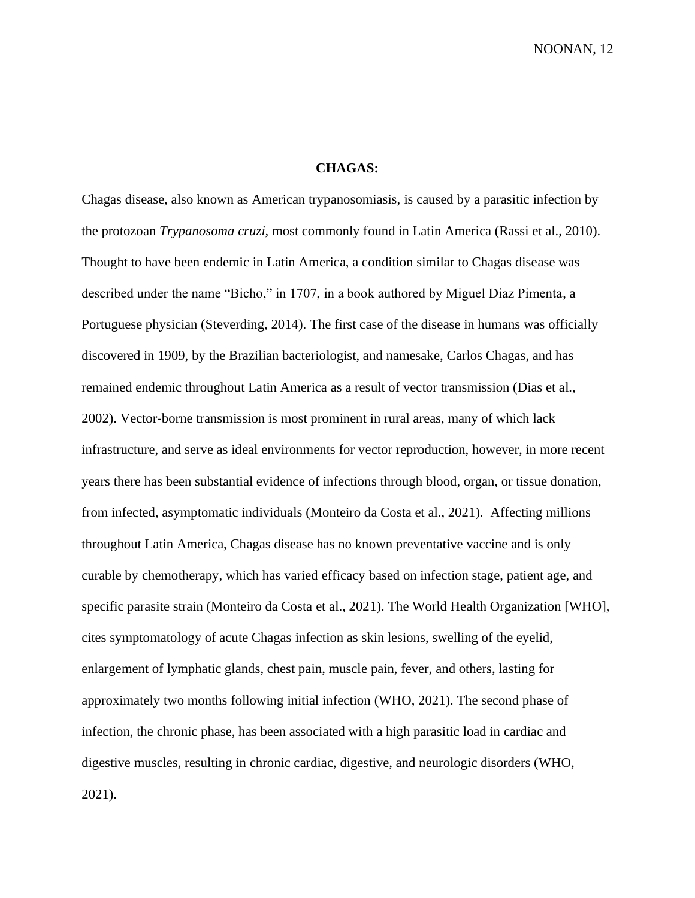**CHAGAS:**

Chagas disease, also known as American trypanosomiasis, is caused by a parasitic infection by the protozoan *Trypanosoma cruzi*, most commonly found in Latin America (Rassi et al., 2010). Thought to have been endemic in Latin America, a condition similar to Chagas disease was described under the name "Bicho," in 1707, in a book authored by Miguel Diaz Pimenta, a Portuguese physician (Steverding, 2014). The first case of the disease in humans was officially discovered in 1909, by the Brazilian bacteriologist, and namesake, Carlos Chagas, and has remained endemic throughout Latin America as a result of vector transmission (Dias et al., 2002). Vector-borne transmission is most prominent in rural areas, many of which lack infrastructure, and serve as ideal environments for vector reproduction, however, in more recent years there has been substantial evidence of infections through blood, organ, or tissue donation, from infected, asymptomatic individuals (Monteiro da Costa et al., 2021). Affecting millions throughout Latin America, Chagas disease has no known preventative vaccine and is only curable by chemotherapy, which has varied efficacy based on infection stage, patient age, and specific parasite strain (Monteiro da Costa et al., 2021). The World Health Organization [WHO], cites symptomatology of acute Chagas infection as skin lesions, swelling of the eyelid, enlargement of lymphatic glands, chest pain, muscle pain, fever, and others, lasting for approximately two months following initial infection (WHO, 2021). The second phase of infection, the chronic phase, has been associated with a high parasitic load in cardiac and digestive muscles, resulting in chronic cardiac, digestive, and neurologic disorders (WHO, 2021).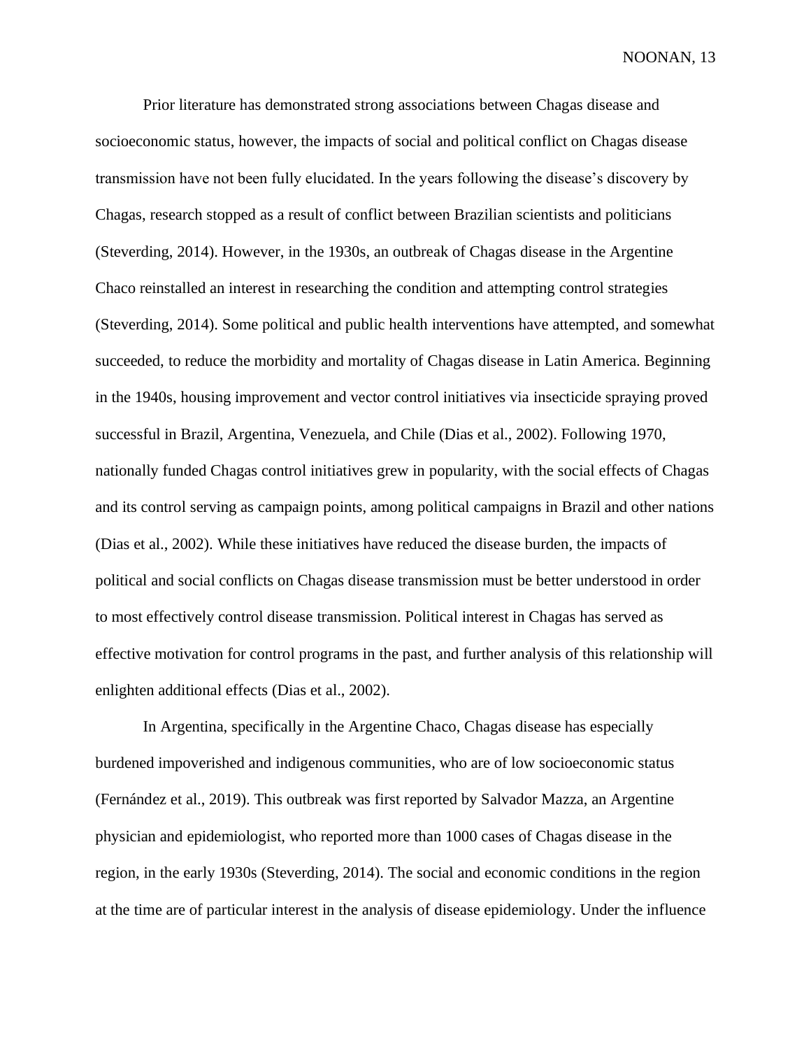Prior literature has demonstrated strong associations between Chagas disease and socioeconomic status, however, the impacts of social and political conflict on Chagas disease transmission have not been fully elucidated. In the years following the disease's discovery by Chagas, research stopped as a result of conflict between Brazilian scientists and politicians (Steverding, 2014). However, in the 1930s, an outbreak of Chagas disease in the Argentine Chaco reinstalled an interest in researching the condition and attempting control strategies (Steverding, 2014). Some political and public health interventions have attempted, and somewhat succeeded, to reduce the morbidity and mortality of Chagas disease in Latin America. Beginning in the 1940s, housing improvement and vector control initiatives via insecticide spraying proved successful in Brazil, Argentina, Venezuela, and Chile (Dias et al., 2002). Following 1970, nationally funded Chagas control initiatives grew in popularity, with the social effects of Chagas and its control serving as campaign points, among political campaigns in Brazil and other nations (Dias et al., 2002). While these initiatives have reduced the disease burden, the impacts of political and social conflicts on Chagas disease transmission must be better understood in order to most effectively control disease transmission. Political interest in Chagas has served as effective motivation for control programs in the past, and further analysis of this relationship will enlighten additional effects (Dias et al., 2002).

In Argentina, specifically in the Argentine Chaco, Chagas disease has especially burdened impoverished and indigenous communities, who are of low socioeconomic status (Fernández et al., 2019). This outbreak was first reported by Salvador Mazza, an Argentine physician and epidemiologist, who reported more than 1000 cases of Chagas disease in the region, in the early 1930s (Steverding, 2014). The social and economic conditions in the region at the time are of particular interest in the analysis of disease epidemiology. Under the influence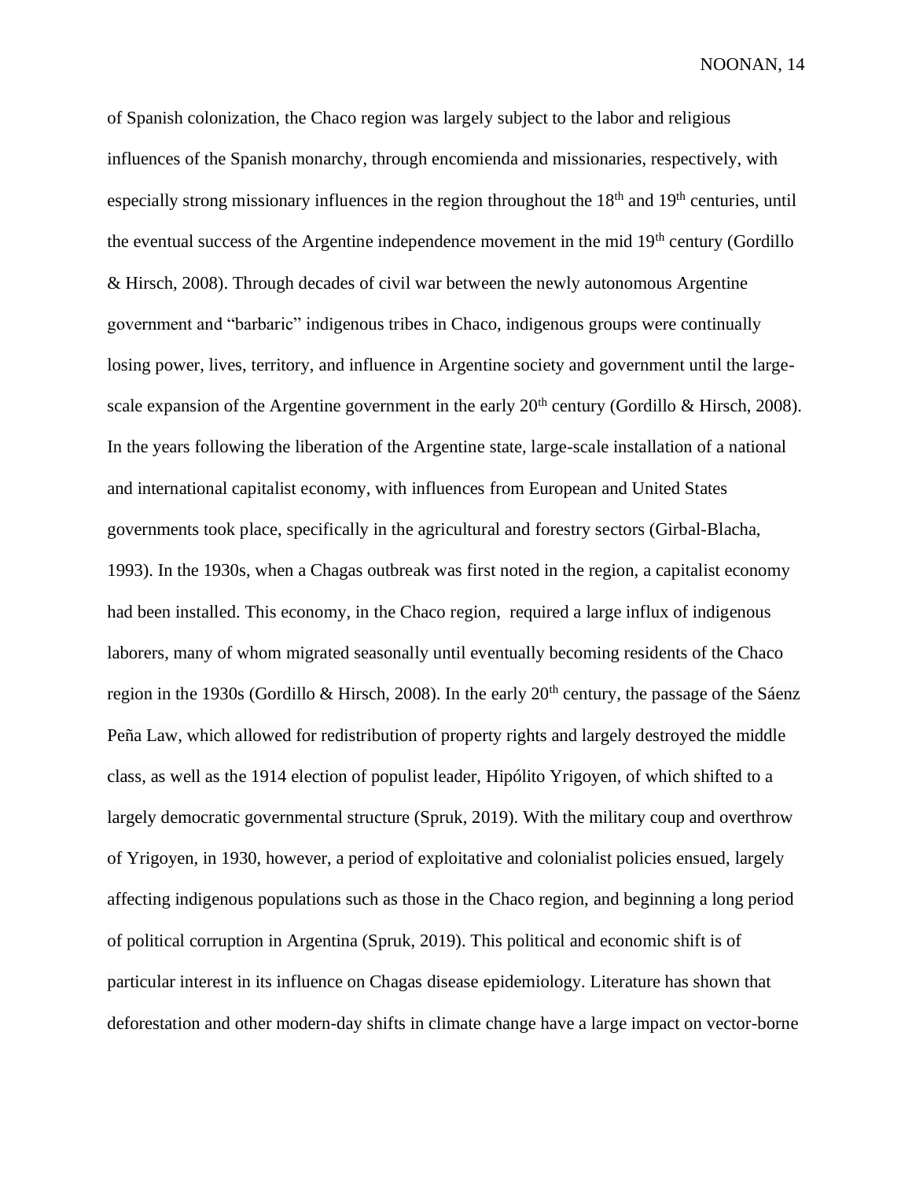of Spanish colonization, the Chaco region was largely subject to the labor and religious influences of the Spanish monarchy, through encomienda and missionaries, respectively, with especially strong missionary influences in the region throughout the 18th and 19th centuries, until the eventual success of the Argentine independence movement in the mid 19th century (Gordillo & Hirsch, 2008). Through decades of civil war between the newly autonomous Argentine government and "barbaric" indigenous tribes in Chaco, indigenous groups were continually losing power, lives, territory, and influence in Argentine society and government until the large-scale expansion of the Argentine government in the early 20th century (Gordillo & Hirsch, 2008). In the years following the liberation of the Argentine state, large-scale installation of a national and international capitalist economy, with influences from European and United States governments took place, specifically in the agricultural and forestry sectors (Girbal-Blacha, 1993). In the 1930s, when a Chagas outbreak was first noted in the region, a capitalist economy had been installed. This economy, in the Chaco region, required a large influx of indigenous laborers, many of whom migrated seasonally until eventually becoming residents of the Chaco region in the 1930s (Gordillo & Hirsch, 2008). In the early 20th century, the passage of the Sáenz Peña Law, which allowed for redistribution of property rights and largely destroyed the middle class, as well as the 1914 election of populist leader, Hipólito Yrigoyen, of which shifted to a largely democratic governmental structure (Spruk, 2019). With the military coup and overthrow of Yrigoyen, in 1930, however, a period of exploitative and colonialist policies ensued, largely affecting indigenous populations such as those in the Chaco region, and beginning a long period of political corruption in Argentina (Spruk, 2019). This political and economic shift is of particular interest in its influence on Chagas disease epidemiology. Literature has shown that deforestation and other modern-day shifts in climate change have a large impact on vector-borne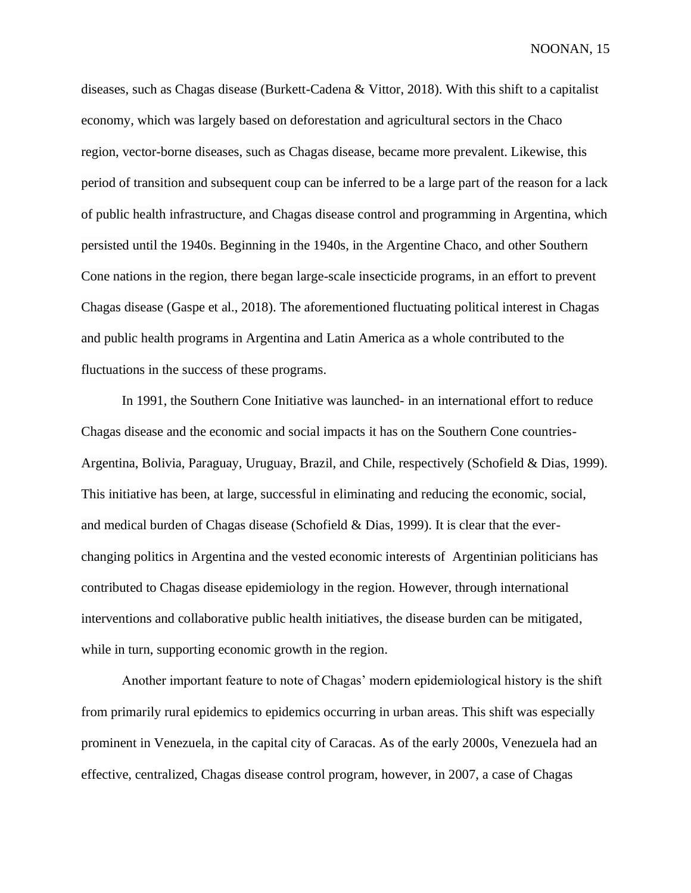diseases, such as Chagas disease (Burkett-Cadena & Vittor, 2018). With this shift to a capitalist economy, which was largely based on deforestation and agricultural sectors in the Chaco region, vector-borne diseases, such as Chagas disease, became more prevalent. Likewise, this period of transition and subsequent coup can be inferred to be a large part of the reason for a lack of public health infrastructure, and Chagas disease control and programming in Argentina, which persisted until the 1940s. Beginning in the 1940s, in the Argentine Chaco, and other Southern Cone nations in the region, there began large-scale insecticide programs, in an effort to prevent Chagas disease (Gaspe et al., 2018). The aforementioned fluctuating political interest in Chagas and public health programs in Argentina and Latin America as a whole contributed to the fluctuations in the success of these programs.

In 1991, the Southern Cone Initiative was launched- in an international effort to reduce Chagas disease and the economic and social impacts it has on the Southern Cone countries- Argentina, Bolivia, Paraguay, Uruguay, Brazil, and Chile, respectively (Schofield & Dias, 1999). This initiative has been, at large, successful in eliminating and reducing the economic, social, and medical burden of Chagas disease (Schofield & Dias, 1999). It is clear that the ever-changing politics in Argentina and the vested economic interests of Argentinian politicians has contributed to Chagas disease epidemiology in the region. However, through international interventions and collaborative public health initiatives, the disease burden can be mitigated, while in turn, supporting economic growth in the region.

Another important feature to note of Chagas' modern epidemiological history is the shift from primarily rural epidemics to epidemics occurring in urban areas. This shift was especially prominent in Venezuela, in the capital city of Caracas. As of the early 2000s, Venezuela had an effective, centralized, Chagas disease control program, however, in 2007, a case of Chagas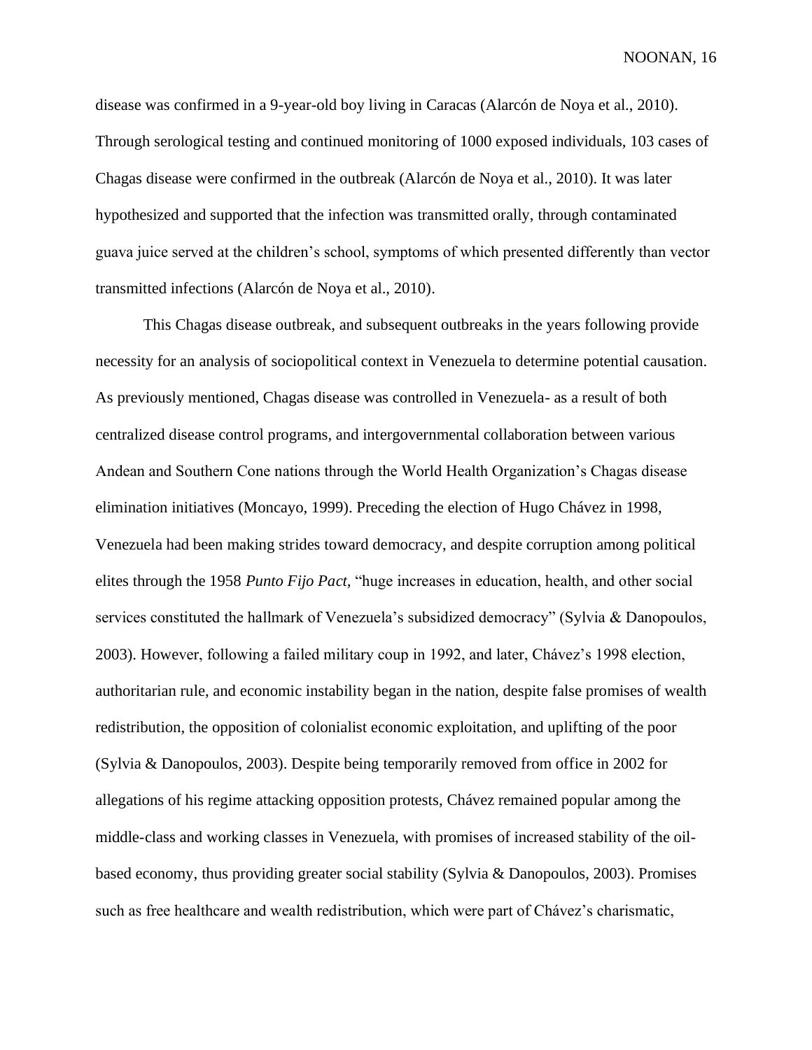disease was confirmed in a 9-year-old boy living in Caracas (Alarcón de Noya et al., 2010). Through serological testing and continued monitoring of 1000 exposed individuals, 103 cases of Chagas disease were confirmed in the outbreak (Alarcón de Noya et al., 2010). It was later hypothesized and supported that the infection was transmitted orally, through contaminated guava juice served at the children's school, symptoms of which presented differently than vector transmitted infections (Alarcón de Noya et al., 2010).

This Chagas disease outbreak, and subsequent outbreaks in the years following provide necessity for an analysis of sociopolitical context in Venezuela to determine potential causation. As previously mentioned, Chagas disease was controlled in Venezuela- as a result of both centralized disease control programs, and intergovernmental collaboration between various Andean and Southern Cone nations through the World Health Organization's Chagas disease elimination initiatives (Moncayo, 1999). Preceding the election of Hugo Chávez in 1998, Venezuela had been making strides toward democracy, and despite corruption among political elites through the 1958 *Punto Fijo Pact*, "huge increases in education, health, and other social services constituted the hallmark of Venezuela's subsidized democracy" (Sylvia & Danopoulos, 2003). However, following a failed military coup in 1992, and later, Chávez's 1998 election, authoritarian rule, and economic instability began in the nation, despite false promises of wealth redistribution, the opposition of colonialist economic exploitation, and uplifting of the poor (Sylvia & Danopoulos, 2003). Despite being temporarily removed from office in 2002 for allegations of his regime attacking opposition protests, Chávez remained popular among the middle-class and working classes in Venezuela, with promises of increased stability of the oil-based economy, thus providing greater social stability (Sylvia & Danopoulos, 2003). Promises such as free healthcare and wealth redistribution, which were part of Chávez's charismatic,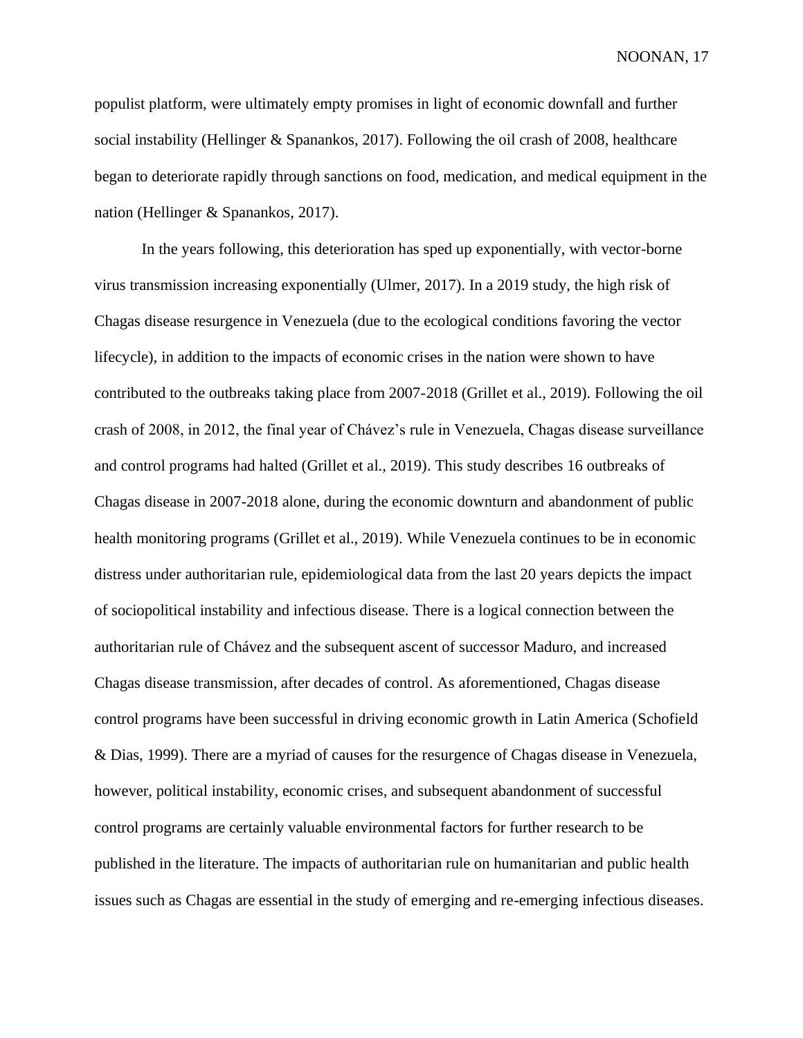populist platform, were ultimately empty promises in light of economic downfall and further social instability (Hellinger & Spanankos, 2017). Following the oil crash of 2008, healthcare began to deteriorate rapidly through sanctions on food, medication, and medical equipment in the nation (Hellinger & Spanankos, 2017).

In the years following, this deterioration has sped up exponentially, with vector-borne virus transmission increasing exponentially (Ulmer, 2017). In a 2019 study, the high risk of Chagas disease resurgence in Venezuela (due to the ecological conditions favoring the vector lifecycle), in addition to the impacts of economic crises in the nation were shown to have contributed to the outbreaks taking place from 2007-2018 (Grillet et al., 2019). Following the oil crash of 2008, in 2012, the final year of Chávez's rule in Venezuela, Chagas disease surveillance and control programs had halted (Grillet et al., 2019). This study describes 16 outbreaks of Chagas disease in 2007-2018 alone, during the economic downturn and abandonment of public health monitoring programs (Grillet et al., 2019). While Venezuela continues to be in economic distress under authoritarian rule, epidemiological data from the last 20 years depicts the impact of sociopolitical instability and infectious disease. There is a logical connection between the authoritarian rule of Chávez and the subsequent ascent of successor Maduro, and increased Chagas disease transmission, after decades of control. As aforementioned, Chagas disease control programs have been successful in driving economic growth in Latin America (Schofield & Dias, 1999). There are a myriad of causes for the resurgence of Chagas disease in Venezuela, however, political instability, economic crises, and subsequent abandonment of successful control programs are certainly valuable environmental factors for further research to be published in the literature. The impacts of authoritarian rule on humanitarian and public health issues such as Chagas are essential in the study of emerging and re-emerging infectious diseases.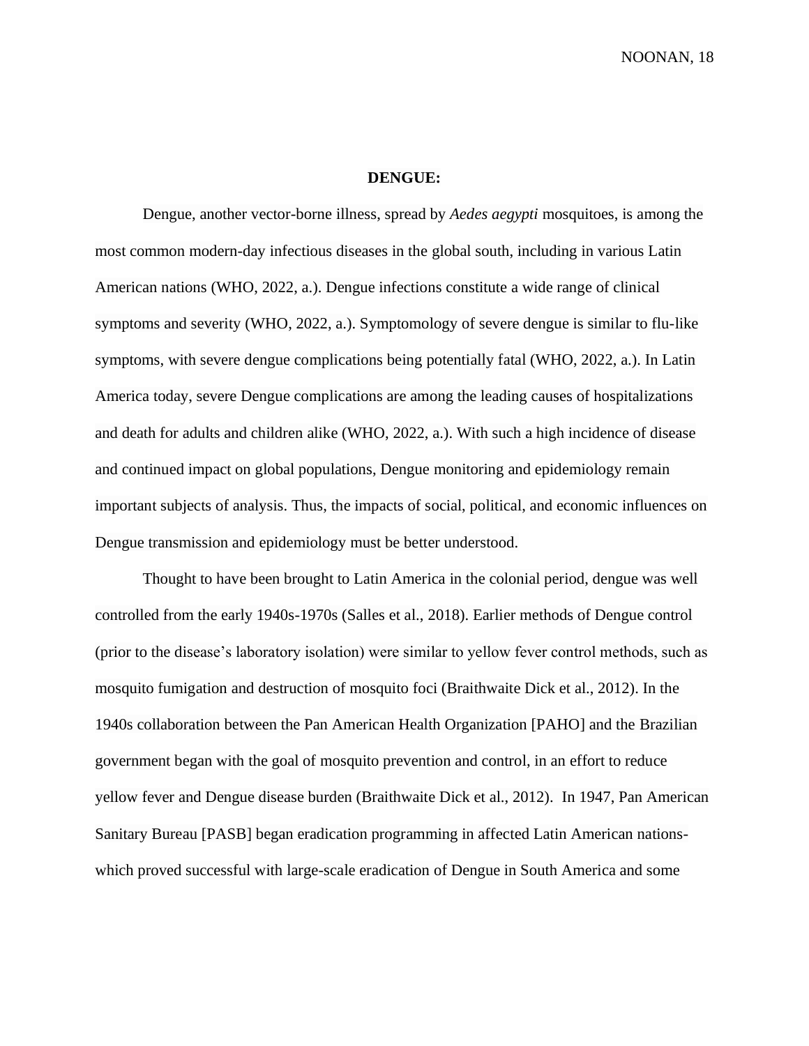**DENGUE:**

Dengue, another vector-borne illness, spread by *Aedes aegypti* mosquitoes, is among the most common modern-day infectious diseases in the global south, including in various Latin American nations (WHO, 2022, a.). Dengue infections constitute a wide range of clinical symptoms and severity (WHO, 2022, a.). Symptomology of severe dengue is similar to flu-like symptoms, with severe dengue complications being potentially fatal (WHO, 2022, a.). In Latin America today, severe Dengue complications are among the leading causes of hospitalizations and death for adults and children alike (WHO, 2022, a.). With such a high incidence of disease and continued impact on global populations, Dengue monitoring and epidemiology remain important subjects of analysis. Thus, the impacts of social, political, and economic influences on Dengue transmission and epidemiology must be better understood.

Thought to have been brought to Latin America in the colonial period, dengue was well controlled from the early 1940s-1970s (Salles et al., 2018). Earlier methods of Dengue control (prior to the disease's laboratory isolation) were similar to yellow fever control methods, such as mosquito fumigation and destruction of mosquito foci (Braithwaite Dick et al., 2012). In the 1940s collaboration between the Pan American Health Organization [PAHO] and the Brazilian government began with the goal of mosquito prevention and control, in an effort to reduce yellow fever and Dengue disease burden (Braithwaite Dick et al., 2012). In 1947, Pan American Sanitary Bureau [PASB] began eradication programming in affected Latin American nations- which proved successful with large-scale eradication of Dengue in South America and some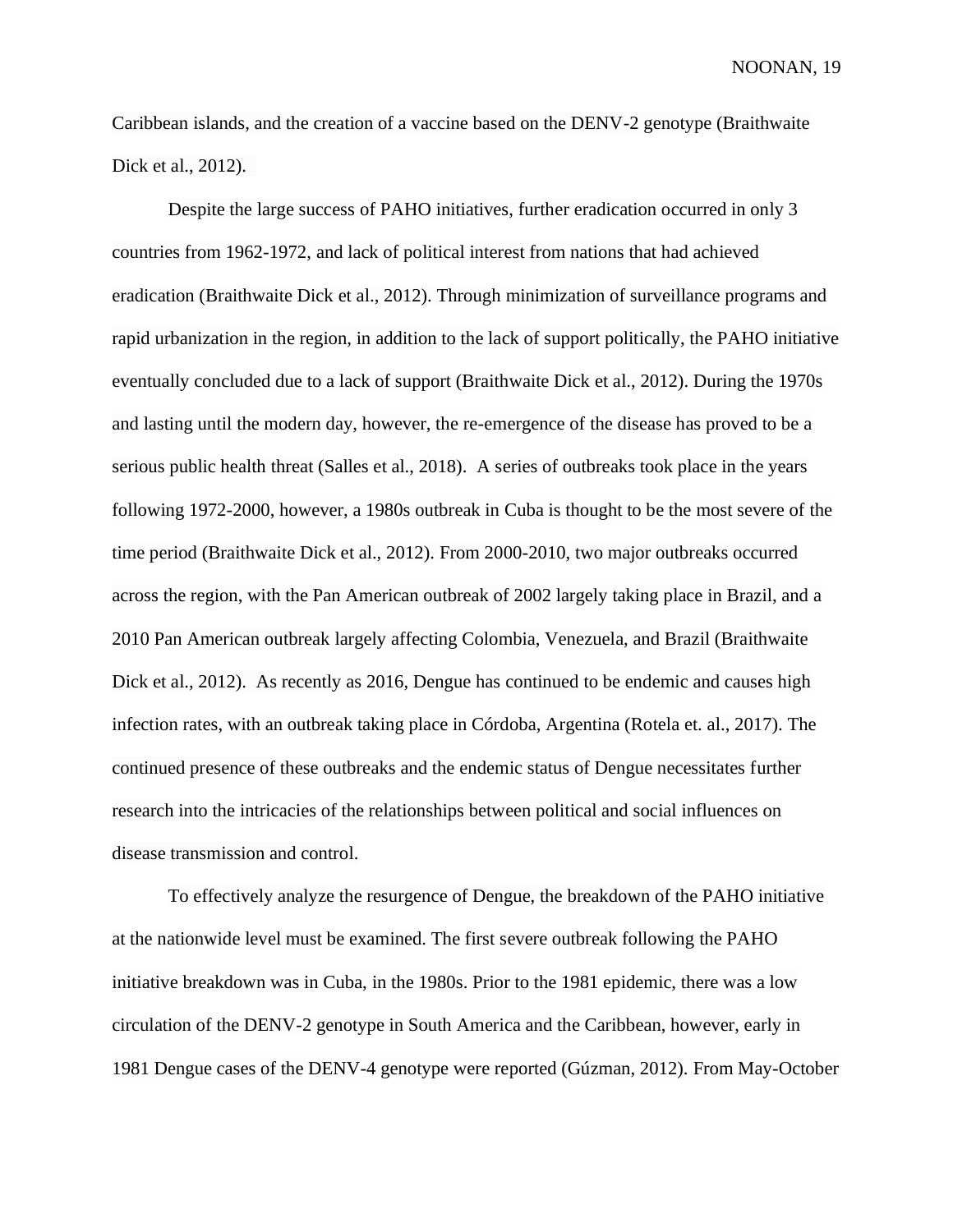Caribbean islands, and the creation of a vaccine based on the DENV-2 genotype (Braithwaite Dick et al., 2012).

Despite the large success of PAHO initiatives, further eradication occurred in only 3 countries from 1962-1972, and lack of political interest from nations that had achieved eradication (Braithwaite Dick et al., 2012). Through minimization of surveillance programs and rapid urbanization in the region, in addition to the lack of support politically, the PAHO initiative eventually concluded due to a lack of support (Braithwaite Dick et al., 2012). During the 1970s and lasting until the modern day, however, the re-emergence of the disease has proved to be a serious public health threat (Salles et al., 2018). A series of outbreaks took place in the years following 1972-2000, however, a 1980s outbreak in Cuba is thought to be the most severe of the time period (Braithwaite Dick et al., 2012). From 2000-2010, two major outbreaks occurred across the region, with the Pan American outbreak of 2002 largely taking place in Brazil, and a 2010 Pan American outbreak largely affecting Colombia, Venezuela, and Brazil (Braithwaite Dick et al., 2012). As recently as 2016, Dengue has continued to be endemic and causes high infection rates, with an outbreak taking place in Córdoba, Argentina (Rotela et. al., 2017). The continued presence of these outbreaks and the endemic status of Dengue necessitates further research into the intricacies of the relationships between political and social influences on disease transmission and control.

To effectively analyze the resurgence of Dengue, the breakdown of the PAHO initiative at the nationwide level must be examined. The first severe outbreak following the PAHO initiative breakdown was in Cuba, in the 1980s. Prior to the 1981 epidemic, there was a low circulation of the DENV-2 genotype in South America and the Caribbean, however, early in 1981 Dengue cases of the DENV-4 genotype were reported (Gúzman, 2012). From May-October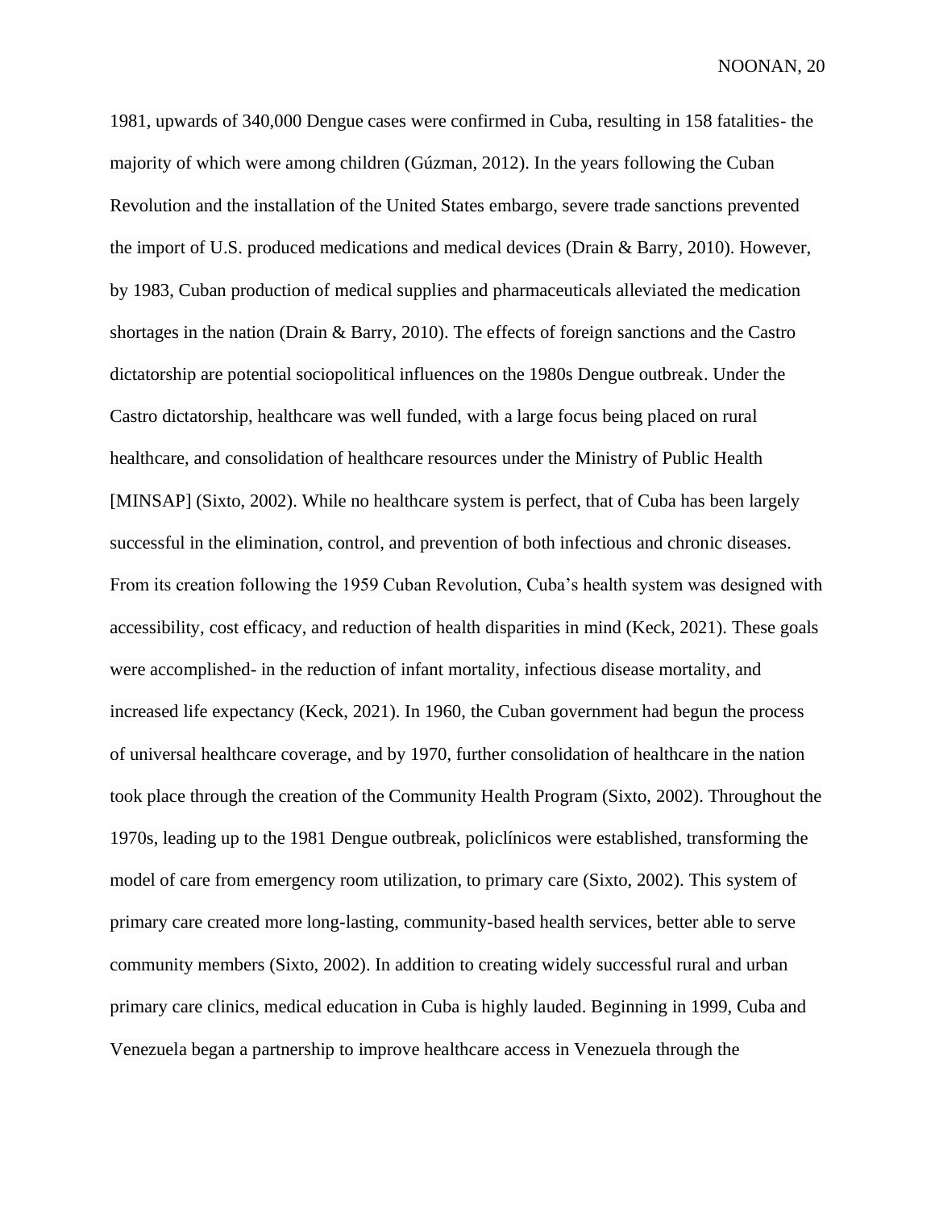1981, upwards of 340,000 Dengue cases were confirmed in Cuba, resulting in 158 fatalities- the majority of which were among children (Gúzman, 2012). In the years following the Cuban Revolution and the installation of the United States embargo, severe trade sanctions prevented the import of U.S. produced medications and medical devices (Drain & Barry, 2010). However, by 1983, Cuban production of medical supplies and pharmaceuticals alleviated the medication shortages in the nation (Drain & Barry, 2010). The effects of foreign sanctions and the Castro dictatorship are potential sociopolitical influences on the 1980s Dengue outbreak. Under the Castro dictatorship, healthcare was well funded, with a large focus being placed on rural healthcare, and consolidation of healthcare resources under the Ministry of Public Health [MINSAP] (Sixto, 2002). While no healthcare system is perfect, that of Cuba has been largely successful in the elimination, control, and prevention of both infectious and chronic diseases. From its creation following the 1959 Cuban Revolution, Cuba's health system was designed with accessibility, cost efficacy, and reduction of health disparities in mind (Keck, 2021). These goals were accomplished- in the reduction of infant mortality, infectious disease mortality, and increased life expectancy (Keck, 2021). In 1960, the Cuban government had begun the process of universal healthcare coverage, and by 1970, further consolidation of healthcare in the nation took place through the creation of the Community Health Program (Sixto, 2002). Throughout the 1970s, leading up to the 1981 Dengue outbreak, policlínicos were established, transforming the model of care from emergency room utilization, to primary care (Sixto, 2002). This system of primary care created more long-lasting, community-based health services, better able to serve community members (Sixto, 2002). In addition to creating widely successful rural and urban primary care clinics, medical education in Cuba is highly lauded. Beginning in 1999, Cuba and Venezuela began a partnership to improve healthcare access in Venezuela through the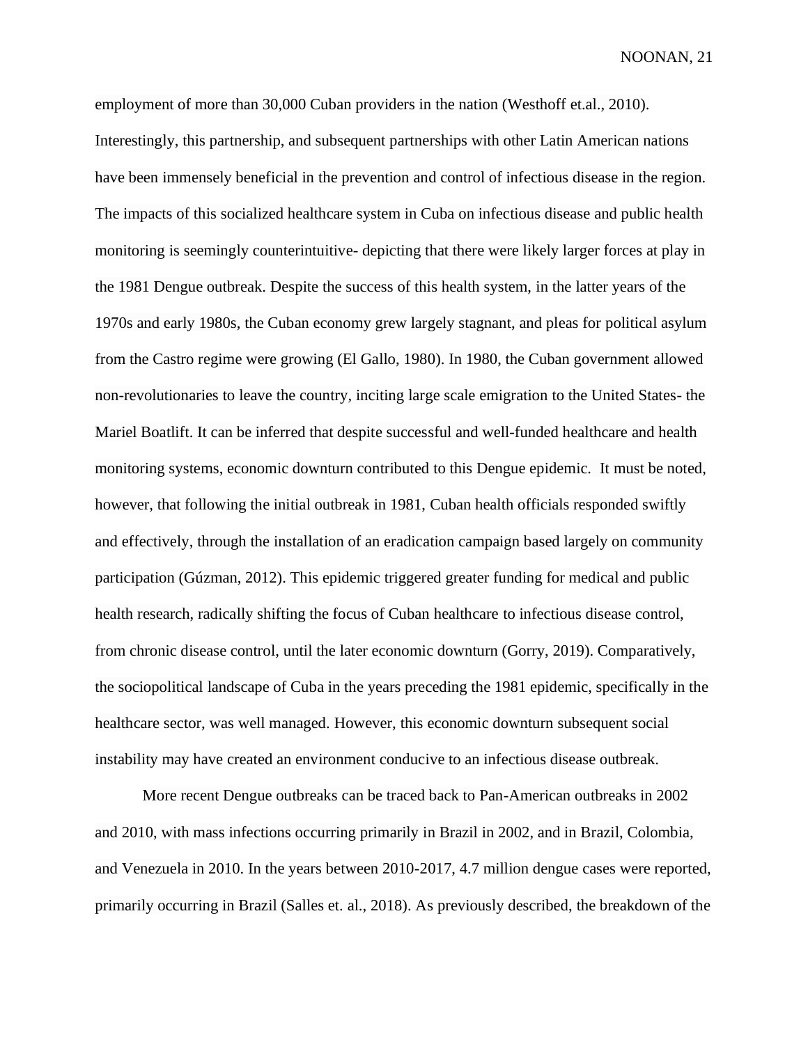employment of more than 30,000 Cuban providers in the nation (Westhoff et.al., 2010). Interestingly, this partnership, and subsequent partnerships with other Latin American nations have been immensely beneficial in the prevention and control of infectious disease in the region. The impacts of this socialized healthcare system in Cuba on infectious disease and public health monitoring is seemingly counterintuitive- depicting that there were likely larger forces at play in the 1981 Dengue outbreak. Despite the success of this health system, in the latter years of the 1970s and early 1980s, the Cuban economy grew largely stagnant, and pleas for political asylum from the Castro regime were growing (El Gallo, 1980). In 1980, the Cuban government allowed non-revolutionaries to leave the country, inciting large scale emigration to the United States- the Mariel Boatlift. It can be inferred that despite successful and well-funded healthcare and health monitoring systems, economic downturn contributed to this Dengue epidemic. It must be noted, however, that following the initial outbreak in 1981, Cuban health officials responded swiftly and effectively, through the installation of an eradication campaign based largely on community participation (Gúzman, 2012). This epidemic triggered greater funding for medical and public health research, radically shifting the focus of Cuban healthcare to infectious disease control, from chronic disease control, until the later economic downturn (Gorry, 2019). Comparatively, the sociopolitical landscape of Cuba in the years preceding the 1981 epidemic, specifically in the healthcare sector, was well managed. However, this economic downturn subsequent social instability may have created an environment conducive to an infectious disease outbreak.

More recent Dengue outbreaks can be traced back to Pan-American outbreaks in 2002 and 2010, with mass infections occurring primarily in Brazil in 2002, and in Brazil, Colombia, and Venezuela in 2010. In the years between 2010-2017, 4.7 million dengue cases were reported, primarily occurring in Brazil (Salles et. al., 2018). As previously described, the breakdown of the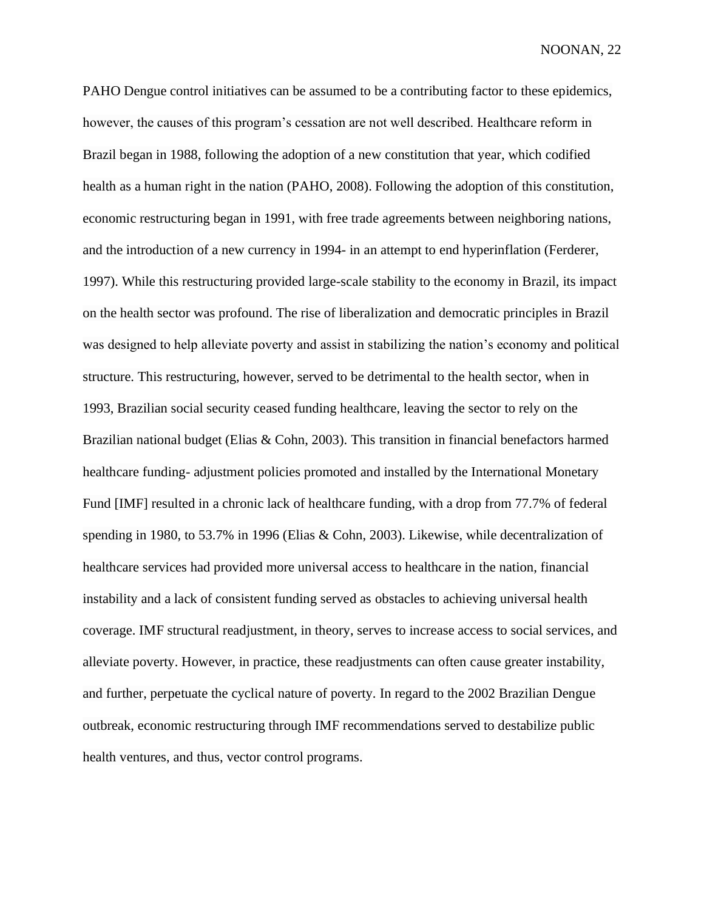PAHO Dengue control initiatives can be assumed to be a contributing factor to these epidemics, however, the causes of this program's cessation are not well described. Healthcare reform in Brazil began in 1988, following the adoption of a new constitution that year, which codified health as a human right in the nation (PAHO, 2008). Following the adoption of this constitution, economic restructuring began in 1991, with free trade agreements between neighboring nations, and the introduction of a new currency in 1994- in an attempt to end hyperinflation (Ferderer, 1997). While this restructuring provided large-scale stability to the economy in Brazil, its impact on the health sector was profound. The rise of liberalization and democratic principles in Brazil was designed to help alleviate poverty and assist in stabilizing the nation's economy and political structure. This restructuring, however, served to be detrimental to the health sector, when in 1993, Brazilian social security ceased funding healthcare, leaving the sector to rely on the Brazilian national budget (Elias & Cohn, 2003). This transition in financial benefactors harmed healthcare funding- adjustment policies promoted and installed by the International Monetary Fund [IMF] resulted in a chronic lack of healthcare funding, with a drop from 77.7% of federal spending in 1980, to 53.7% in 1996 (Elias & Cohn, 2003). Likewise, while decentralization of healthcare services had provided more universal access to healthcare in the nation, financial instability and a lack of consistent funding served as obstacles to achieving universal health coverage. IMF structural readjustment, in theory, serves to increase access to social services, and alleviate poverty. However, in practice, these readjustments can often cause greater instability, and further, perpetuate the cyclical nature of poverty. In regard to the 2002 Brazilian Dengue outbreak, economic restructuring through IMF recommendations served to destabilize public health ventures, and thus, vector control programs.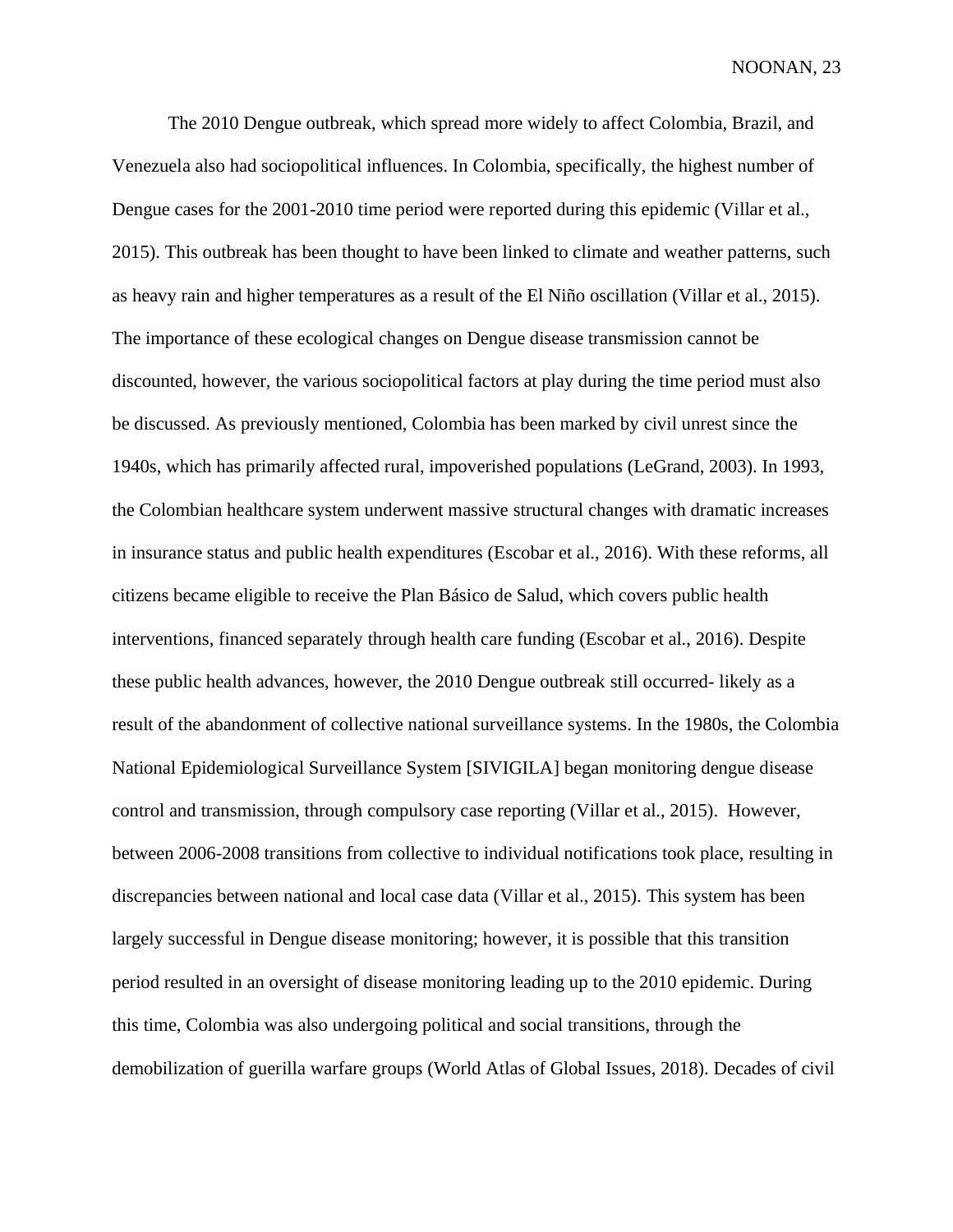The 2010 Dengue outbreak, which spread more widely to affect Colombia, Brazil, and Venezuela also had sociopolitical influences. In Colombia, specifically, the highest number of Dengue cases for the 2001-2010 time period were reported during this epidemic (Villar et al., 2015). This outbreak has been thought to have been linked to climate and weather patterns, such as heavy rain and higher temperatures as a result of the El Niño oscillation (Villar et al., 2015). The importance of these ecological changes on Dengue disease transmission cannot be discounted, however, the various sociopolitical factors at play during the time period must also be discussed. As previously mentioned, Colombia has been marked by civil unrest since the 1940s, which has primarily affected rural, impoverished populations (LeGrand, 2003). In 1993, the Colombian healthcare system underwent massive structural changes with dramatic increases in insurance status and public health expenditures (Escobar et al., 2016). With these reforms, all citizens became eligible to receive the Plan Básico de Salud, which covers public health interventions, financed separately through health care funding (Escobar et al., 2016). Despite these public health advances, however, the 2010 Dengue outbreak still occurred- likely as a result of the abandonment of collective national surveillance systems. In the 1980s, the Colombia National Epidemiological Surveillance System [SIVIGILA] began monitoring dengue disease control and transmission, through compulsory case reporting (Villar et al., 2015). However, between 2006-2008 transitions from collective to individual notifications took place, resulting in discrepancies between national and local case data (Villar et al., 2015). This system has been largely successful in Dengue disease monitoring; however, it is possible that this transition period resulted in an oversight of disease monitoring leading up to the 2010 epidemic. During this time, Colombia was also undergoing political and social transitions, through the demobilization of guerilla warfare groups (World Atlas of Global Issues, 2018). Decades of civil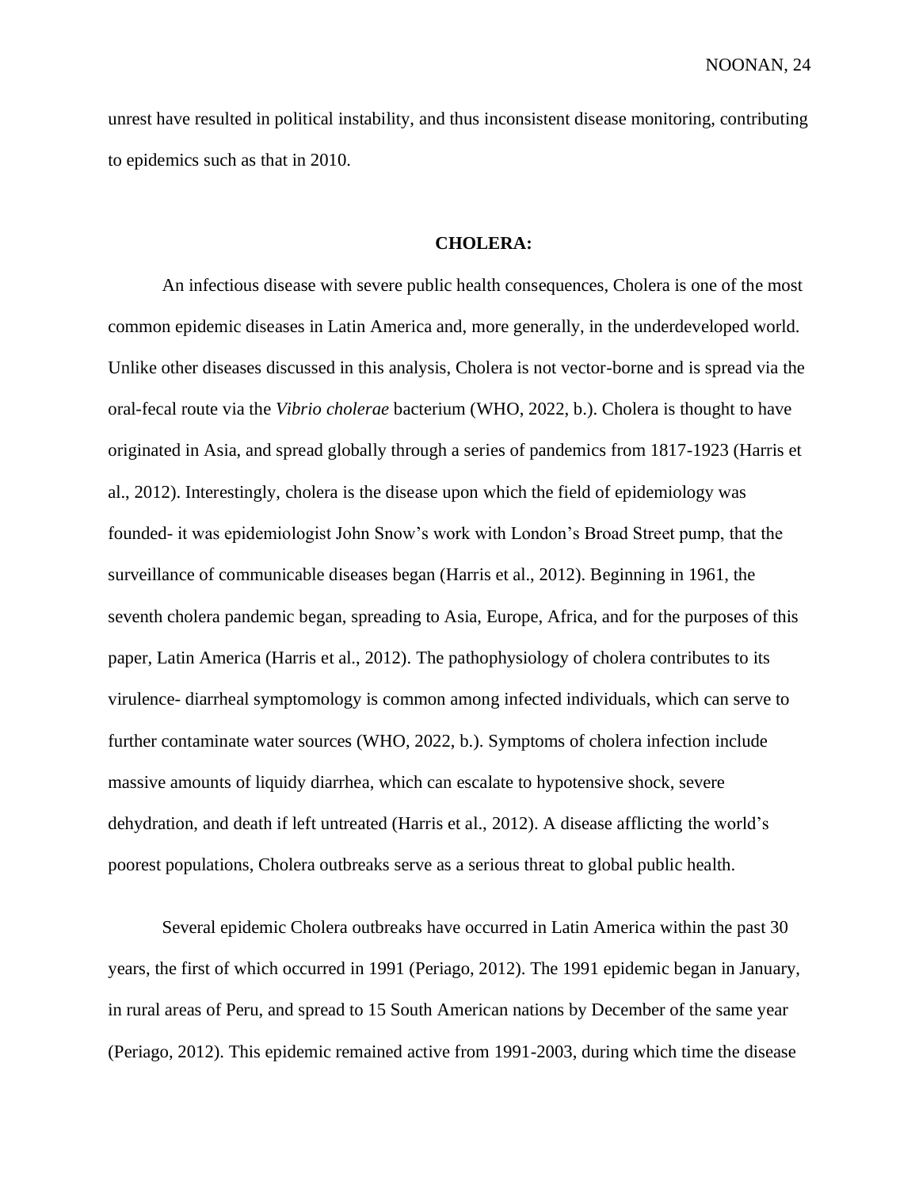unrest have resulted in political instability, and thus inconsistent disease monitoring, contributing to epidemics such as that in 2010.

## CHOLERA:

An infectious disease with severe public health consequences, Cholera is one of the most common epidemic diseases in Latin America and, more generally, in the underdeveloped world. Unlike other diseases discussed in this analysis, Cholera is not vector-borne and is spread via the oral-fecal route via the *Vibrio cholerae* bacterium (WHO, 2022, b.). Cholera is thought to have originated in Asia, and spread globally through a series of pandemics from 1817-1923 (Harris et al., 2012). Interestingly, cholera is the disease upon which the field of epidemiology was founded- it was epidemiologist John Snow's work with London's Broad Street pump, that the surveillance of communicable diseases began (Harris et al., 2012). Beginning in 1961, the seventh cholera pandemic began, spreading to Asia, Europe, Africa, and for the purposes of this paper, Latin America (Harris et al., 2012). The pathophysiology of cholera contributes to its virulence- diarrheal symptomology is common among infected individuals, which can serve to further contaminate water sources (WHO, 2022, b.). Symptoms of cholera infection include massive amounts of liquidy diarrhea, which can escalate to hypotensive shock, severe dehydration, and death if left untreated (Harris et al., 2012). A disease afflicting the world's poorest populations, Cholera outbreaks serve as a serious threat to global public health.

Several epidemic Cholera outbreaks have occurred in Latin America within the past 30 years, the first of which occurred in 1991 (Periago, 2012). The 1991 epidemic began in January, in rural areas of Peru, and spread to 15 South American nations by December of the same year (Periago, 2012). This epidemic remained active from 1991-2003, during which time the disease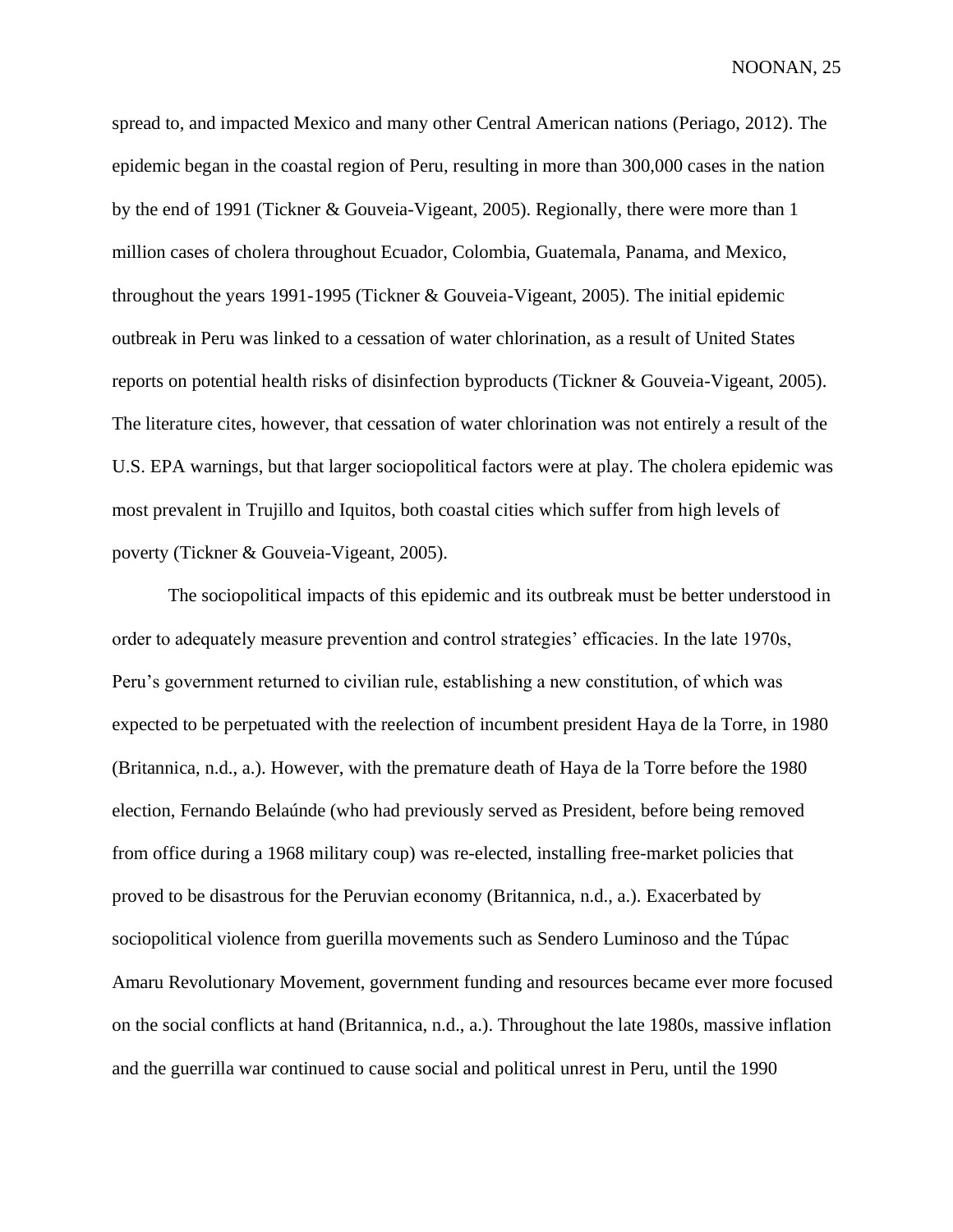spread to, and impacted Mexico and many other Central American nations (Periago, 2012). The epidemic began in the coastal region of Peru, resulting in more than 300,000 cases in the nation by the end of 1991 (Tickner & Gouveia-Vigeant, 2005). Regionally, there were more than 1 million cases of cholera throughout Ecuador, Colombia, Guatemala, Panama, and Mexico, throughout the years 1991-1995 (Tickner & Gouveia-Vigeant, 2005). The initial epidemic outbreak in Peru was linked to a cessation of water chlorination, as a result of United States reports on potential health risks of disinfection byproducts (Tickner & Gouveia-Vigeant, 2005). The literature cites, however, that cessation of water chlorination was not entirely a result of the U.S. EPA warnings, but that larger sociopolitical factors were at play. The cholera epidemic was most prevalent in Trujillo and Iquitos, both coastal cities which suffer from high levels of poverty (Tickner & Gouveia-Vigeant, 2005).

The sociopolitical impacts of this epidemic and its outbreak must be better understood in order to adequately measure prevention and control strategies' efficacies. In the late 1970s, Peru's government returned to civilian rule, establishing a new constitution, of which was expected to be perpetuated with the reelection of incumbent president Haya de la Torre, in 1980 (Britannica, n.d., a.). However, with the premature death of Haya de la Torre before the 1980 election, Fernando Belaúnde (who had previously served as President, before being removed from office during a 1968 military coup) was re-elected, installing free-market policies that proved to be disastrous for the Peruvian economy (Britannica, n.d., a.). Exacerbated by sociopolitical violence from guerilla movements such as Sendero Luminoso and the Túpac Amaru Revolutionary Movement, government funding and resources became ever more focused on the social conflicts at hand (Britannica, n.d., a.). Throughout the late 1980s, massive inflation and the guerrilla war continued to cause social and political unrest in Peru, until the 1990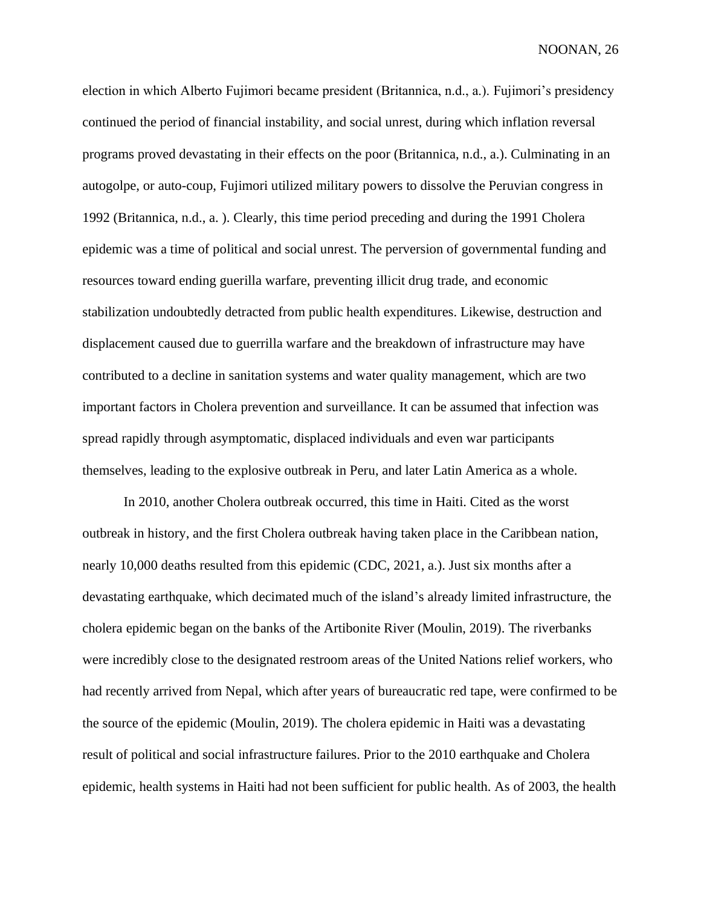election in which Alberto Fujimori became president (Britannica, n.d., a.). Fujimori's presidency continued the period of financial instability, and social unrest, during which inflation reversal programs proved devastating in their effects on the poor (Britannica, n.d., a.). Culminating in an autogolpe, or auto-coup, Fujimori utilized military powers to dissolve the Peruvian congress in 1992 (Britannica, n.d., a. ). Clearly, this time period preceding and during the 1991 Cholera epidemic was a time of political and social unrest. The perversion of governmental funding and resources toward ending guerilla warfare, preventing illicit drug trade, and economic stabilization undoubtedly detracted from public health expenditures. Likewise, destruction and displacement caused due to guerrilla warfare and the breakdown of infrastructure may have contributed to a decline in sanitation systems and water quality management, which are two important factors in Cholera prevention and surveillance. It can be assumed that infection was spread rapidly through asymptomatic, displaced individuals and even war participants themselves, leading to the explosive outbreak in Peru, and later Latin America as a whole.

In 2010, another Cholera outbreak occurred, this time in Haiti. Cited as the worst outbreak in history, and the first Cholera outbreak having taken place in the Caribbean nation, nearly 10,000 deaths resulted from this epidemic (CDC, 2021, a.). Just six months after a devastating earthquake, which decimated much of the island's already limited infrastructure, the cholera epidemic began on the banks of the Artibonite River (Moulin, 2019). The riverbanks were incredibly close to the designated restroom areas of the United Nations relief workers, who had recently arrived from Nepal, which after years of bureaucratic red tape, were confirmed to be the source of the epidemic (Moulin, 2019). The cholera epidemic in Haiti was a devastating result of political and social infrastructure failures. Prior to the 2010 earthquake and Cholera epidemic, health systems in Haiti had not been sufficient for public health. As of 2003, the health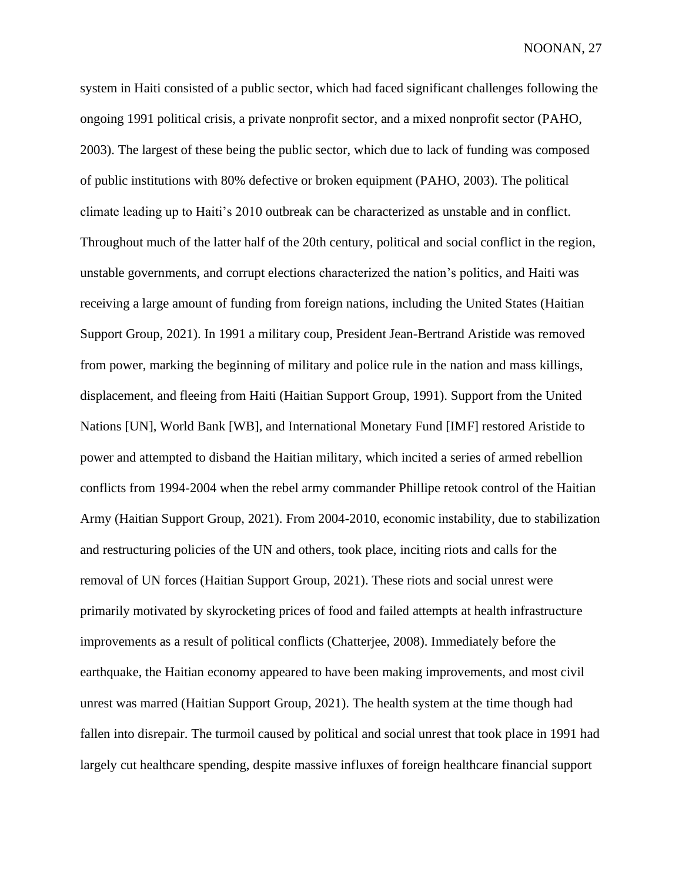system in Haiti consisted of a public sector, which had faced significant challenges following the ongoing 1991 political crisis, a private nonprofit sector, and a mixed nonprofit sector (PAHO, 2003). The largest of these being the public sector, which due to lack of funding was composed of public institutions with 80% defective or broken equipment (PAHO, 2003). The political climate leading up to Haiti's 2010 outbreak can be characterized as unstable and in conflict. Throughout much of the latter half of the 20th century, political and social conflict in the region, unstable governments, and corrupt elections characterized the nation's politics, and Haiti was receiving a large amount of funding from foreign nations, including the United States (Haitian Support Group, 2021). In 1991 a military coup, President Jean-Bertrand Aristide was removed from power, marking the beginning of military and police rule in the nation and mass killings, displacement, and fleeing from Haiti (Haitian Support Group, 1991). Support from the United Nations [UN], World Bank [WB], and International Monetary Fund [IMF] restored Aristide to power and attempted to disband the Haitian military, which incited a series of armed rebellion conflicts from 1994-2004 when the rebel army commander Phillipe retook control of the Haitian Army (Haitian Support Group, 2021). From 2004-2010, economic instability, due to stabilization and restructuring policies of the UN and others, took place, inciting riots and calls for the removal of UN forces (Haitian Support Group, 2021). These riots and social unrest were primarily motivated by skyrocketing prices of food and failed attempts at health infrastructure improvements as a result of political conflicts (Chatterjee, 2008). Immediately before the earthquake, the Haitian economy appeared to have been making improvements, and most civil unrest was marred (Haitian Support Group, 2021). The health system at the time though had fallen into disrepair. The turmoil caused by political and social unrest that took place in 1991 had largely cut healthcare spending, despite massive influxes of foreign healthcare financial support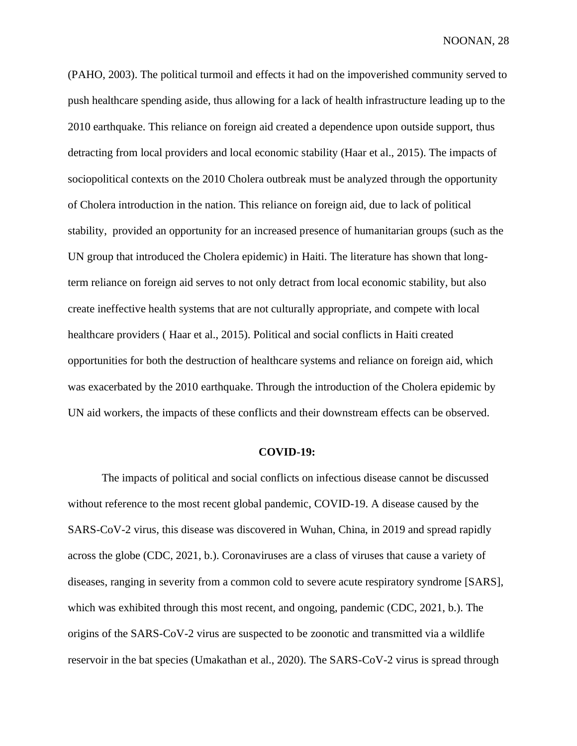(PAHO, 2003). The political turmoil and effects it had on the impoverished community served to push healthcare spending aside, thus allowing for a lack of health infrastructure leading up to the 2010 earthquake. This reliance on foreign aid created a dependence upon outside support, thus detracting from local providers and local economic stability (Haar et al., 2015). The impacts of sociopolitical contexts on the 2010 Cholera outbreak must be analyzed through the opportunity of Cholera introduction in the nation. This reliance on foreign aid, due to lack of political stability,  provided an opportunity for an increased presence of humanitarian groups (such as the UN group that introduced the Cholera epidemic) in Haiti. The literature has shown that long-term reliance on foreign aid serves to not only detract from local economic stability, but also create ineffective health systems that are not culturally appropriate, and compete with local healthcare providers ( Haar et al., 2015). Political and social conflicts in Haiti created opportunities for both the destruction of healthcare systems and reliance on foreign aid, which was exacerbated by the 2010 earthquake. Through the introduction of the Cholera epidemic by UN aid workers, the impacts of these conflicts and their downstream effects can be observed.

**COVID-19:**

The impacts of political and social conflicts on infectious disease cannot be discussed without reference to the most recent global pandemic, COVID-19. A disease caused by the SARS-CoV-2 virus, this disease was discovered in Wuhan, China, in 2019 and spread rapidly across the globe (CDC, 2021, b.). Coronaviruses are a class of viruses that cause a variety of diseases, ranging in severity from a common cold to severe acute respiratory syndrome [SARS], which was exhibited through this most recent, and ongoing, pandemic (CDC, 2021, b.). The origins of the SARS-CoV-2 virus are suspected to be zoonotic and transmitted via a wildlife reservoir in the bat species (Umakathan et al., 2020). The SARS-CoV-2 virus is spread through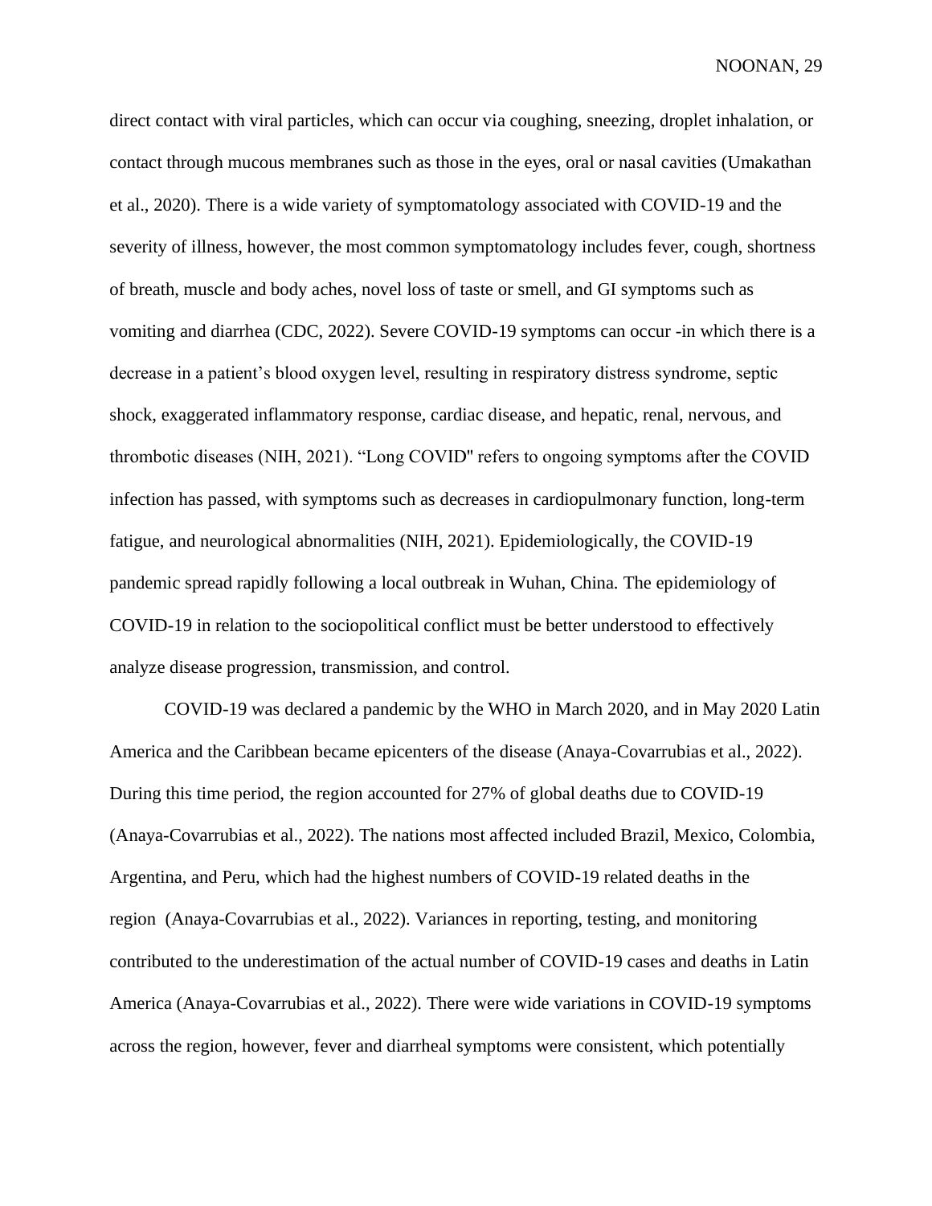direct contact with viral particles, which can occur via coughing, sneezing, droplet inhalation, or contact through mucous membranes such as those in the eyes, oral or nasal cavities (Umakathan et al., 2020). There is a wide variety of symptomatology associated with COVID-19 and the severity of illness, however, the most common symptomatology includes fever, cough, shortness of breath, muscle and body aches, novel loss of taste or smell, and GI symptoms such as vomiting and diarrhea (CDC, 2022). Severe COVID-19 symptoms can occur -in which there is a decrease in a patient's blood oxygen level, resulting in respiratory distress syndrome, septic shock, exaggerated inflammatory response, cardiac disease, and hepatic, renal, nervous, and thrombotic diseases (NIH, 2021). "Long COVID" refers to ongoing symptoms after the COVID infection has passed, with symptoms such as decreases in cardiopulmonary function, long-term fatigue, and neurological abnormalities (NIH, 2021). Epidemiologically, the COVID-19 pandemic spread rapidly following a local outbreak in Wuhan, China. The epidemiology of COVID-19 in relation to the sociopolitical conflict must be better understood to effectively analyze disease progression, transmission, and control.

COVID-19 was declared a pandemic by the WHO in March 2020, and in May 2020 Latin America and the Caribbean became epicenters of the disease (Anaya-Covarrubias et al., 2022). During this time period, the region accounted for 27% of global deaths due to COVID-19 (Anaya-Covarrubias et al., 2022). The nations most affected included Brazil, Mexico, Colombia, Argentina, and Peru, which had the highest numbers of COVID-19 related deaths in the region (Anaya-Covarrubias et al., 2022). Variances in reporting, testing, and monitoring contributed to the underestimation of the actual number of COVID-19 cases and deaths in Latin America (Anaya-Covarrubias et al., 2022). There were wide variations in COVID-19 symptoms across the region, however, fever and diarrheal symptoms were consistent, which potentially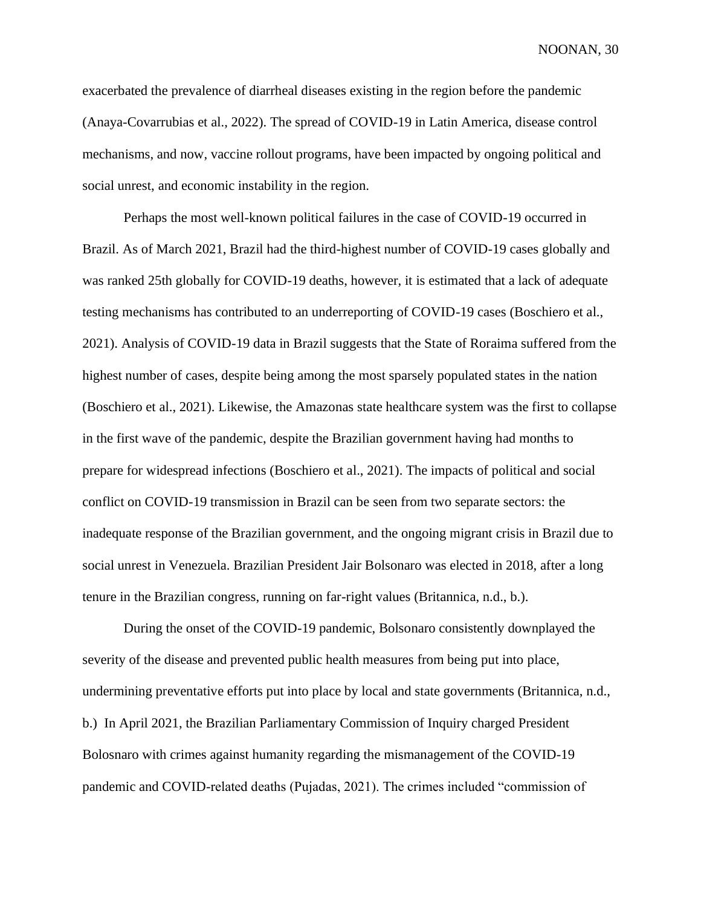exacerbated the prevalence of diarrheal diseases existing in the region before the pandemic (Anaya-Covarrubias et al., 2022). The spread of COVID-19 in Latin America, disease control mechanisms, and now, vaccine rollout programs, have been impacted by ongoing political and social unrest, and economic instability in the region.

Perhaps the most well-known political failures in the case of COVID-19 occurred in Brazil. As of March 2021, Brazil had the third-highest number of COVID-19 cases globally and was ranked 25th globally for COVID-19 deaths, however, it is estimated that a lack of adequate testing mechanisms has contributed to an underreporting of COVID-19 cases (Boschiero et al., 2021). Analysis of COVID-19 data in Brazil suggests that the State of Roraima suffered from the highest number of cases, despite being among the most sparsely populated states in the nation (Boschiero et al., 2021). Likewise, the Amazonas state healthcare system was the first to collapse in the first wave of the pandemic, despite the Brazilian government having had months to prepare for widespread infections (Boschiero et al., 2021). The impacts of political and social conflict on COVID-19 transmission in Brazil can be seen from two separate sectors: the inadequate response of the Brazilian government, and the ongoing migrant crisis in Brazil due to social unrest in Venezuela. Brazilian President Jair Bolsonaro was elected in 2018, after a long tenure in the Brazilian congress, running on far-right values (Britannica, n.d., b.).

During the onset of the COVID-19 pandemic, Bolsonaro consistently downplayed the severity of the disease and prevented public health measures from being put into place, undermining preventative efforts put into place by local and state governments (Britannica, n.d., b.) In April 2021, the Brazilian Parliamentary Commission of Inquiry charged President Bolosnaro with crimes against humanity regarding the mismanagement of the COVID-19 pandemic and COVID-related deaths (Pujadas, 2021). The crimes included "commission of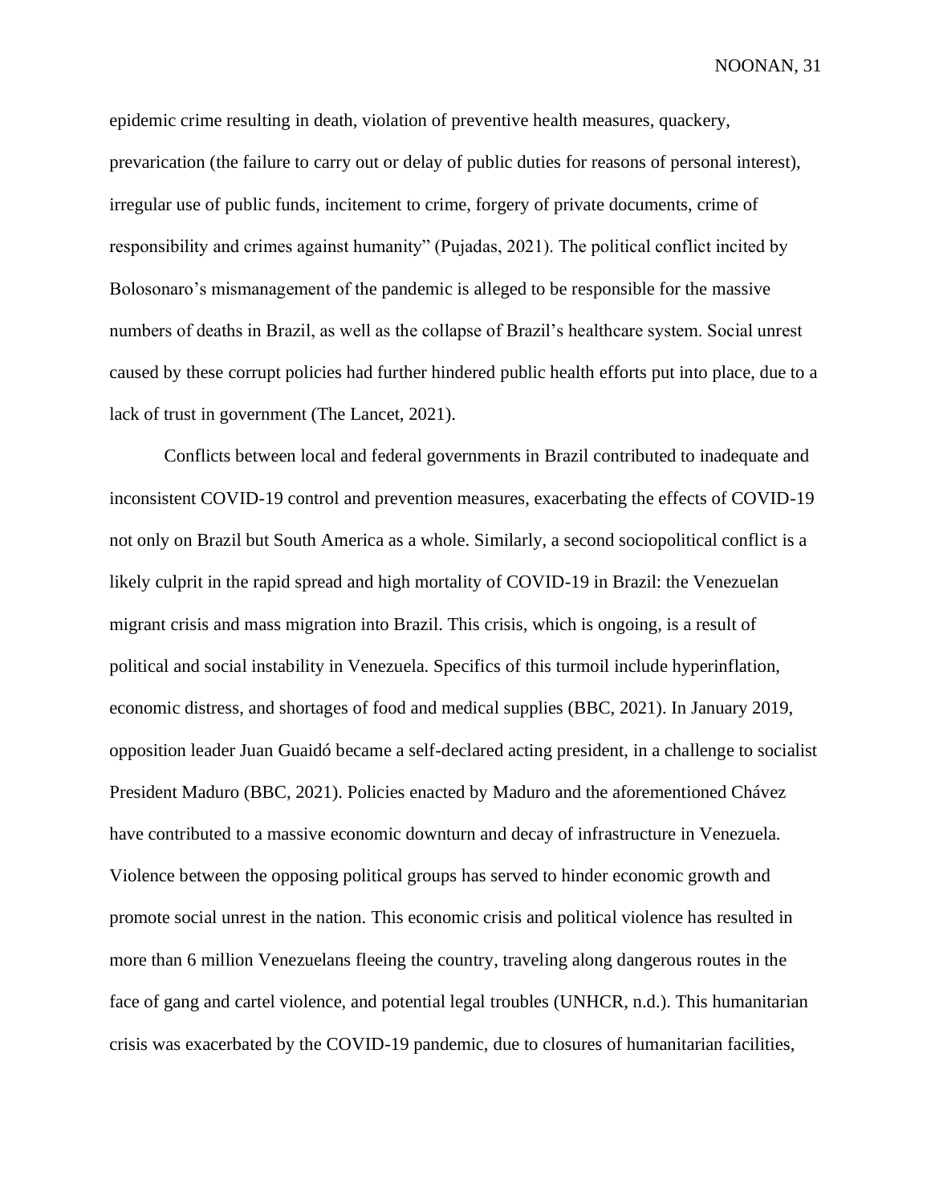epidemic crime resulting in death, violation of preventive health measures, quackery, prevarication (the failure to carry out or delay of public duties for reasons of personal interest), irregular use of public funds, incitement to crime, forgery of private documents, crime of responsibility and crimes against humanity" (Pujadas, 2021). The political conflict incited by Bolosonaro's mismanagement of the pandemic is alleged to be responsible for the massive numbers of deaths in Brazil, as well as the collapse of Brazil's healthcare system. Social unrest caused by these corrupt policies had further hindered public health efforts put into place, due to a lack of trust in government (The Lancet, 2021).

Conflicts between local and federal governments in Brazil contributed to inadequate and inconsistent COVID-19 control and prevention measures, exacerbating the effects of COVID-19 not only on Brazil but South America as a whole. Similarly, a second sociopolitical conflict is a likely culprit in the rapid spread and high mortality of COVID-19 in Brazil: the Venezuelan migrant crisis and mass migration into Brazil. This crisis, which is ongoing, is a result of political and social instability in Venezuela. Specifics of this turmoil include hyperinflation, economic distress, and shortages of food and medical supplies (BBC, 2021). In January 2019, opposition leader Juan Guaidó became a self-declared acting president, in a challenge to socialist President Maduro (BBC, 2021). Policies enacted by Maduro and the aforementioned Chávez have contributed to a massive economic downturn and decay of infrastructure in Venezuela. Violence between the opposing political groups has served to hinder economic growth and promote social unrest in the nation. This economic crisis and political violence has resulted in more than 6 million Venezuelans fleeing the country, traveling along dangerous routes in the face of gang and cartel violence, and potential legal troubles (UNHCR, n.d.). This humanitarian crisis was exacerbated by the COVID-19 pandemic, due to closures of humanitarian facilities,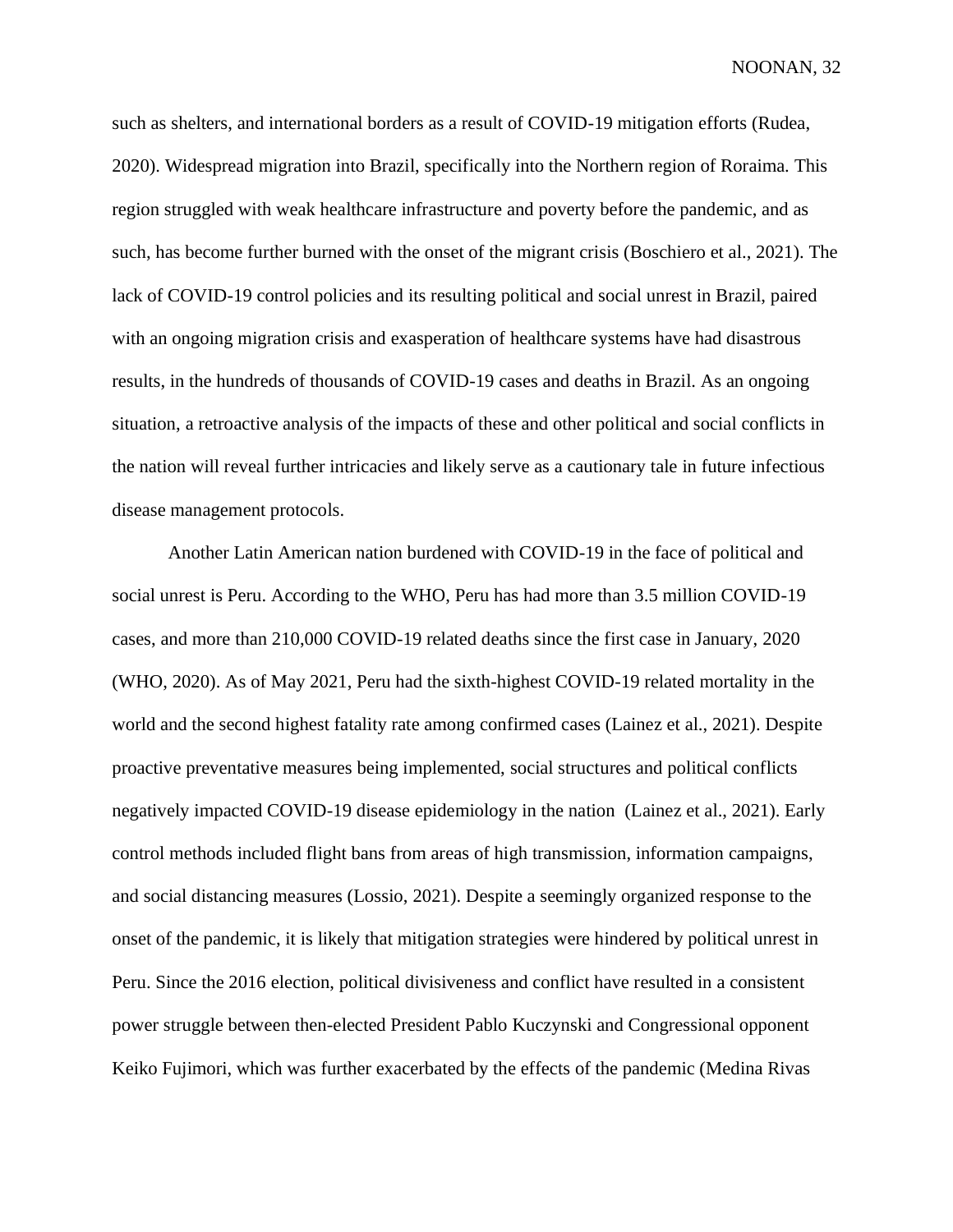such as shelters, and international borders as a result of COVID-19 mitigation efforts (Rudea, 2020). Widespread migration into Brazil, specifically into the Northern region of Roraima. This region struggled with weak healthcare infrastructure and poverty before the pandemic, and as such, has become further burned with the onset of the migrant crisis (Boschiero et al., 2021). The lack of COVID-19 control policies and its resulting political and social unrest in Brazil, paired with an ongoing migration crisis and exasperation of healthcare systems have had disastrous results, in the hundreds of thousands of COVID-19 cases and deaths in Brazil. As an ongoing situation, a retroactive analysis of the impacts of these and other political and social conflicts in the nation will reveal further intricacies and likely serve as a cautionary tale in future infectious disease management protocols.

Another Latin American nation burdened with COVID-19 in the face of political and social unrest is Peru. According to the WHO, Peru has had more than 3.5 million COVID-19 cases, and more than 210,000 COVID-19 related deaths since the first case in January, 2020 (WHO, 2020). As of May 2021, Peru had the sixth-highest COVID-19 related mortality in the world and the second highest fatality rate among confirmed cases (Lainez et al., 2021). Despite proactive preventative measures being implemented, social structures and political conflicts negatively impacted COVID-19 disease epidemiology in the nation (Lainez et al., 2021). Early control methods included flight bans from areas of high transmission, information campaigns, and social distancing measures (Lossio, 2021). Despite a seemingly organized response to the onset of the pandemic, it is likely that mitigation strategies were hindered by political unrest in Peru. Since the 2016 election, political divisiveness and conflict have resulted in a consistent power struggle between then-elected President Pablo Kuczynski and Congressional opponent Keiko Fujimori, which was further exacerbated by the effects of the pandemic (Medina Rivas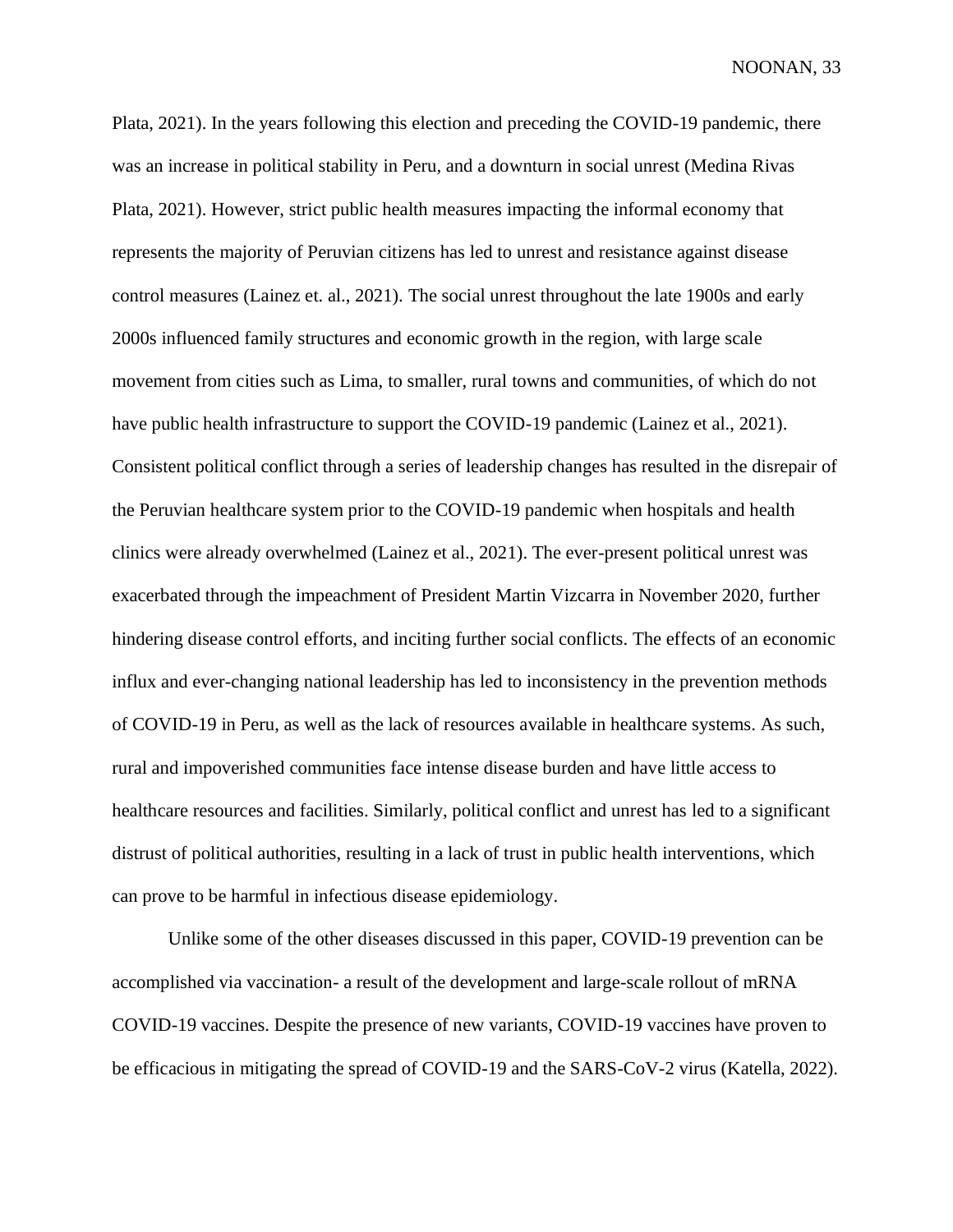Plata, 2021). In the years following this election and preceding the COVID-19 pandemic, there was an increase in political stability in Peru, and a downturn in social unrest (Medina Rivas Plata, 2021). However, strict public health measures impacting the informal economy that represents the majority of Peruvian citizens has led to unrest and resistance against disease control measures (Lainez et. al., 2021). The social unrest throughout the late 1900s and early 2000s influenced family structures and economic growth in the region, with large scale movement from cities such as Lima, to smaller, rural towns and communities, of which do not have public health infrastructure to support the COVID-19 pandemic (Lainez et al., 2021). Consistent political conflict through a series of leadership changes has resulted in the disrepair of the Peruvian healthcare system prior to the COVID-19 pandemic when hospitals and health clinics were already overwhelmed (Lainez et al., 2021). The ever-present political unrest was exacerbated through the impeachment of President Martin Vizcarra in November 2020, further hindering disease control efforts, and inciting further social conflicts. The effects of an economic influx and ever-changing national leadership has led to inconsistency in the prevention methods of COVID-19 in Peru, as well as the lack of resources available in healthcare systems. As such, rural and impoverished communities face intense disease burden and have little access to healthcare resources and facilities. Similarly, political conflict and unrest has led to a significant distrust of political authorities, resulting in a lack of trust in public health interventions, which can prove to be harmful in infectious disease epidemiology.

Unlike some of the other diseases discussed in this paper, COVID-19 prevention can be accomplished via vaccination- a result of the development and large-scale rollout of mRNA COVID-19 vaccines. Despite the presence of new variants, COVID-19 vaccines have proven to be efficacious in mitigating the spread of COVID-19 and the SARS-CoV-2 virus (Katella, 2022).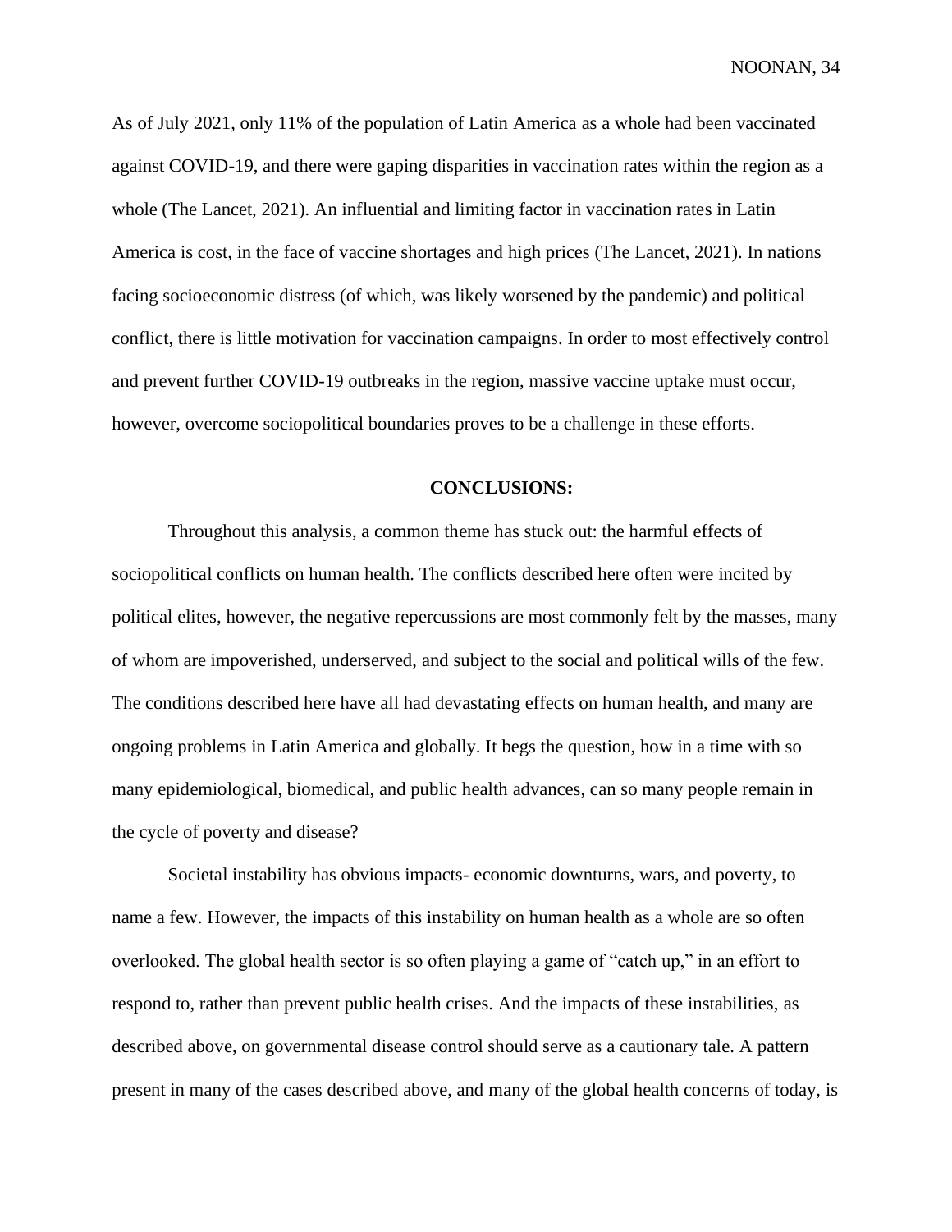As of July 2021, only 11% of the population of Latin America as a whole had been vaccinated against COVID-19, and there were gaping disparities in vaccination rates within the region as a whole (The Lancet, 2021). An influential and limiting factor in vaccination rates in Latin America is cost, in the face of vaccine shortages and high prices (The Lancet, 2021). In nations facing socioeconomic distress (of which, was likely worsened by the pandemic) and political conflict, there is little motivation for vaccination campaigns. In order to most effectively control and prevent further COVID-19 outbreaks in the region, massive vaccine uptake must occur, however, overcome sociopolitical boundaries proves to be a challenge in these efforts.

## CONCLUSIONS:

Throughout this analysis, a common theme has stuck out: the harmful effects of sociopolitical conflicts on human health. The conflicts described here often were incited by political elites, however, the negative repercussions are most commonly felt by the masses, many of whom are impoverished, underserved, and subject to the social and political wills of the few. The conditions described here have all had devastating effects on human health, and many are ongoing problems in Latin America and globally. It begs the question, how in a time with so many epidemiological, biomedical, and public health advances, can so many people remain in the cycle of poverty and disease?

Societal instability has obvious impacts- economic downturns, wars, and poverty, to name a few. However, the impacts of this instability on human health as a whole are so often overlooked. The global health sector is so often playing a game of "catch up," in an effort to respond to, rather than prevent public health crises. And the impacts of these instabilities, as described above, on governmental disease control should serve as a cautionary tale. A pattern present in many of the cases described above, and many of the global health concerns of today, is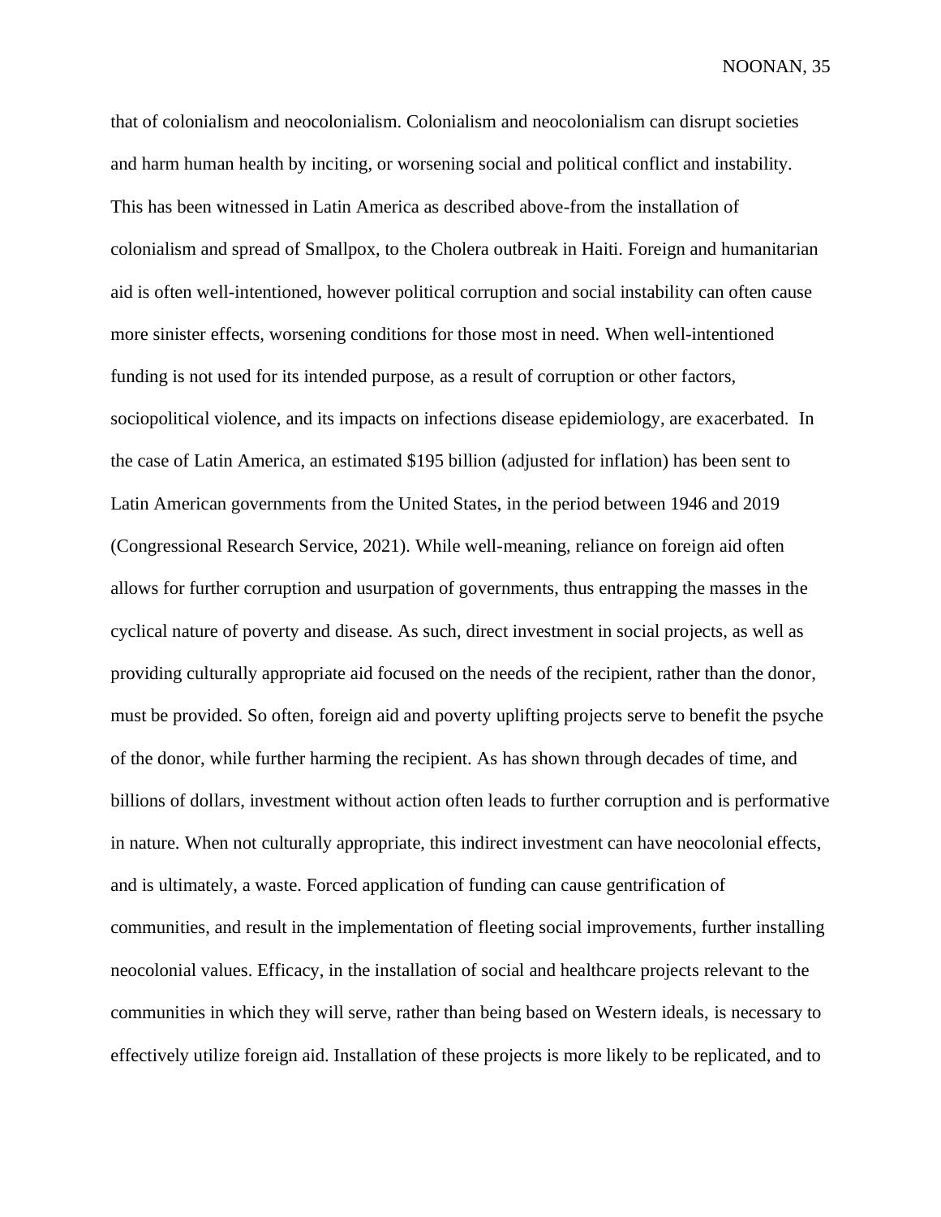that of colonialism and neocolonialism. Colonialism and neocolonialism can disrupt societies and harm human health by inciting, or worsening social and political conflict and instability. This has been witnessed in Latin America as described above-from the installation of colonialism and spread of Smallpox, to the Cholera outbreak in Haiti. Foreign and humanitarian aid is often well-intentioned, however political corruption and social instability can often cause more sinister effects, worsening conditions for those most in need. When well-intentioned funding is not used for its intended purpose, as a result of corruption or other factors, sociopolitical violence, and its impacts on infections disease epidemiology, are exacerbated. In the case of Latin America, an estimated $195 billion (adjusted for inflation) has been sent to Latin American governments from the United States, in the period between 1946 and 2019 (Congressional Research Service, 2021). While well-meaning, reliance on foreign aid often allows for further corruption and usurpation of governments, thus entrapping the masses in the cyclical nature of poverty and disease. As such, direct investment in social projects, as well as providing culturally appropriate aid focused on the needs of the recipient, rather than the donor, must be provided. So often, foreign aid and poverty uplifting projects serve to benefit the psyche of the donor, while further harming the recipient. As has shown through decades of time, and billions of dollars, investment without action often leads to further corruption and is performative in nature. When not culturally appropriate, this indirect investment can have neocolonial effects, and is ultimately, a waste. Forced application of funding can cause gentrification of communities, and result in the implementation of fleeting social improvements, further installing neocolonial values. Efficacy, in the installation of social and healthcare projects relevant to the communities in which they will serve, rather than being based on Western ideals, is necessary to effectively utilize foreign aid. Installation of these projects is more likely to be replicated, and to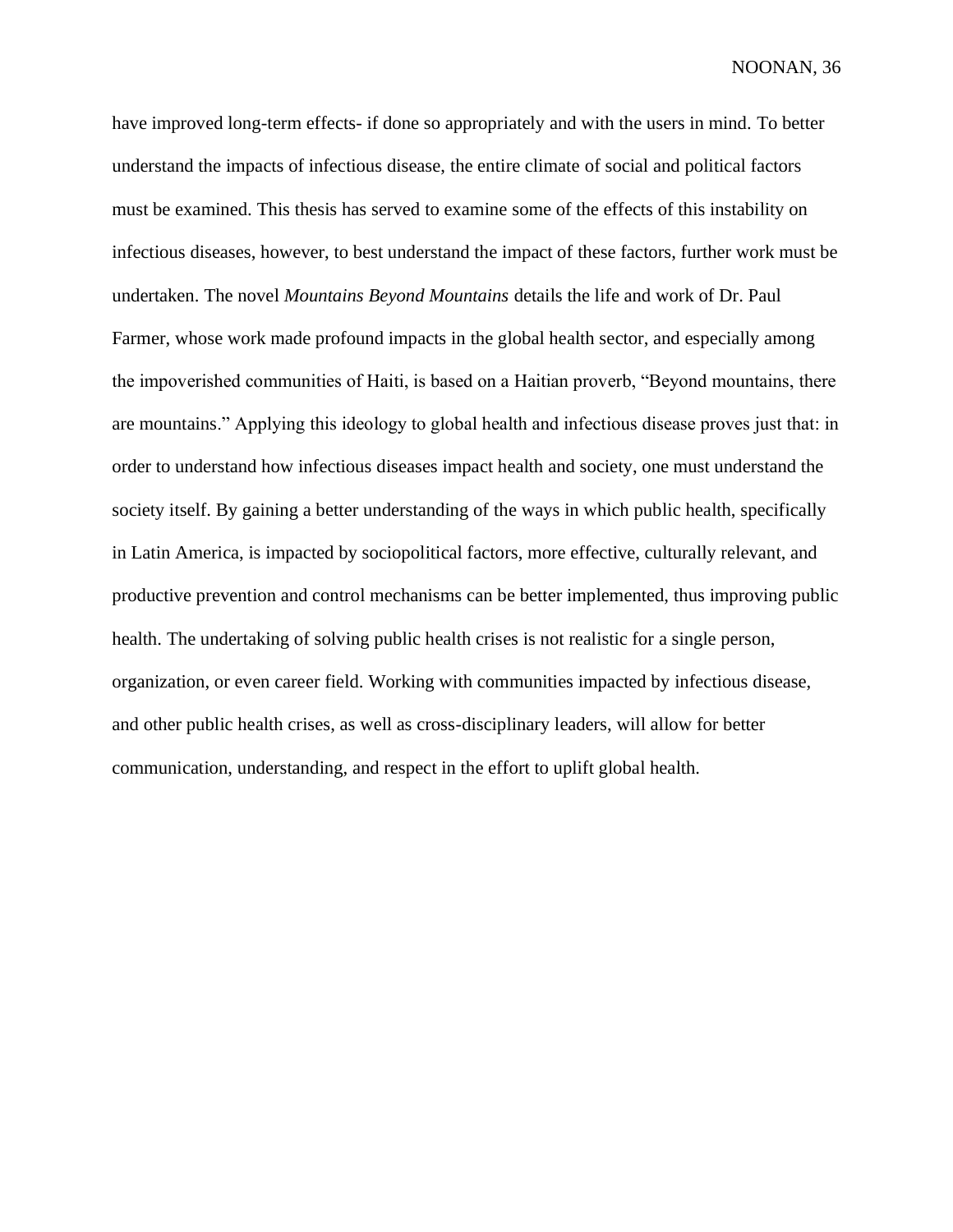have improved long-term effects- if done so appropriately and with the users in mind. To better understand the impacts of infectious disease, the entire climate of social and political factors must be examined. This thesis has served to examine some of the effects of this instability on infectious diseases, however, to best understand the impact of these factors, further work must be undertaken. The novel *Mountains Beyond Mountains* details the life and work of Dr. Paul Farmer, whose work made profound impacts in the global health sector, and especially among the impoverished communities of Haiti, is based on a Haitian proverb, "Beyond mountains, there are mountains." Applying this ideology to global health and infectious disease proves just that: in order to understand how infectious diseases impact health and society, one must understand the society itself. By gaining a better understanding of the ways in which public health, specifically in Latin America, is impacted by sociopolitical factors, more effective, culturally relevant, and productive prevention and control mechanisms can be better implemented, thus improving public health. The undertaking of solving public health crises is not realistic for a single person, organization, or even career field. Working with communities impacted by infectious disease, and other public health crises, as well as cross-disciplinary leaders, will allow for better communication, understanding, and respect in the effort to uplift global health.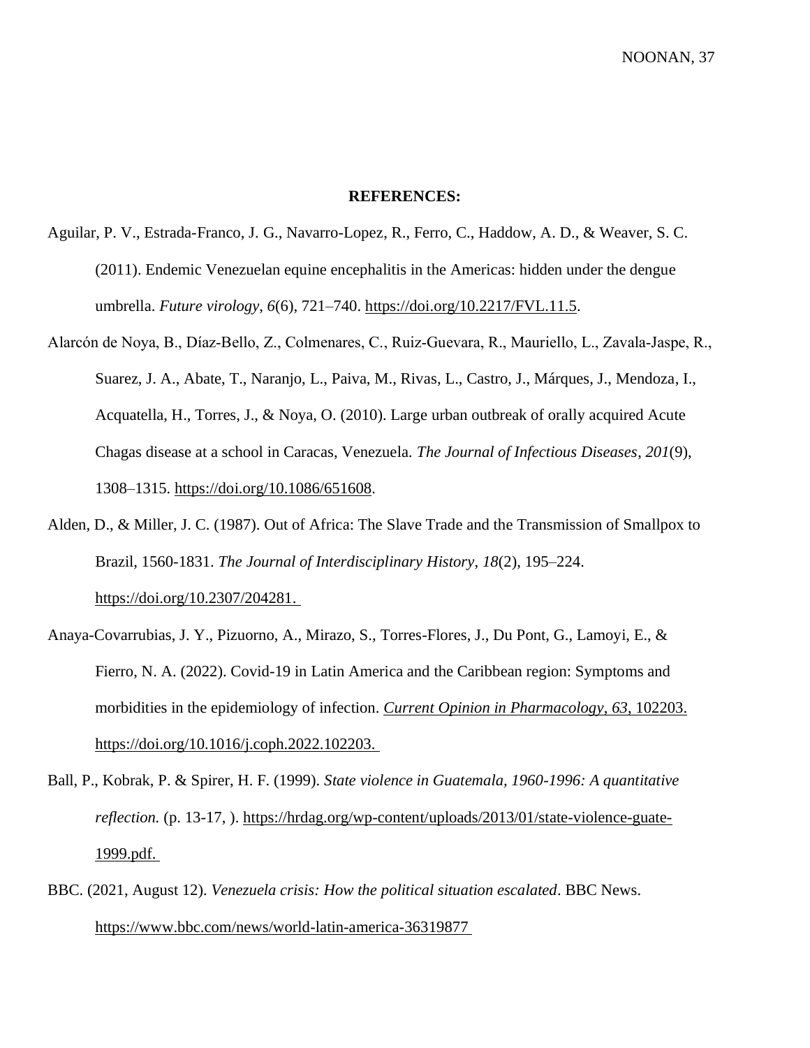**REFERENCES:**

Aguilar, P. V., Estrada-Franco, J. G., Navarro-Lopez, R., Ferro, C., Haddow, A. D., & Weaver, S. C. (2011). Endemic Venezuelan equine encephalitis in the Americas: hidden under the dengue umbrella. *Future virology*, *6*(6), 721–740. https://doi.org/10.2217/FVL.11.5.

Alarcón de Noya, B., Díaz-Bello, Z., Colmenares, C., Ruiz-Guevara, R., Mauriello, L., Zavala-Jaspe, R., Suarez, J. A., Abate, T., Naranjo, L., Paiva, M., Rivas, L., Castro, J., Márques, J., Mendoza, I., Acquatella, H., Torres, J., & Noya, O. (2010). Large urban outbreak of orally acquired Acute Chagas disease at a school in Caracas, Venezuela. *The Journal of Infectious Diseases*, *201*(9), 1308–1315. https://doi.org/10.1086/651608.

Alden, D., & Miller, J. C. (1987). Out of Africa: The Slave Trade and the Transmission of Smallpox to Brazil, 1560-1831. *The Journal of Interdisciplinary History*, *18*(2), 195–224. https://doi.org/10.2307/204281.

Anaya-Covarrubias, J. Y., Pizuorno, A., Mirazo, S., Torres-Flores, J., Du Pont, G., Lamoyi, E., & Fierro, N. A. (2022). Covid-19 in Latin America and the Caribbean region: Symptoms and morbidities in the epidemiology of infection. *Current Opinion in Pharmacology*, *63*, 102203. https://doi.org/10.1016/j.coph.2022.102203.

Ball, P., Kobrak, P. & Spirer, H. F. (1999). *State violence in Guatemala, 1960-1996: A quantitative reflection.* (p. 13-17, ). https://hrdag.org/wp-content/uploads/2013/01/state-violence-guate-1999.pdf.

BBC. (2021, August 12). *Venezuela crisis: How the political situation escalated*. BBC News. https://www.bbc.com/news/world-latin-america-36319877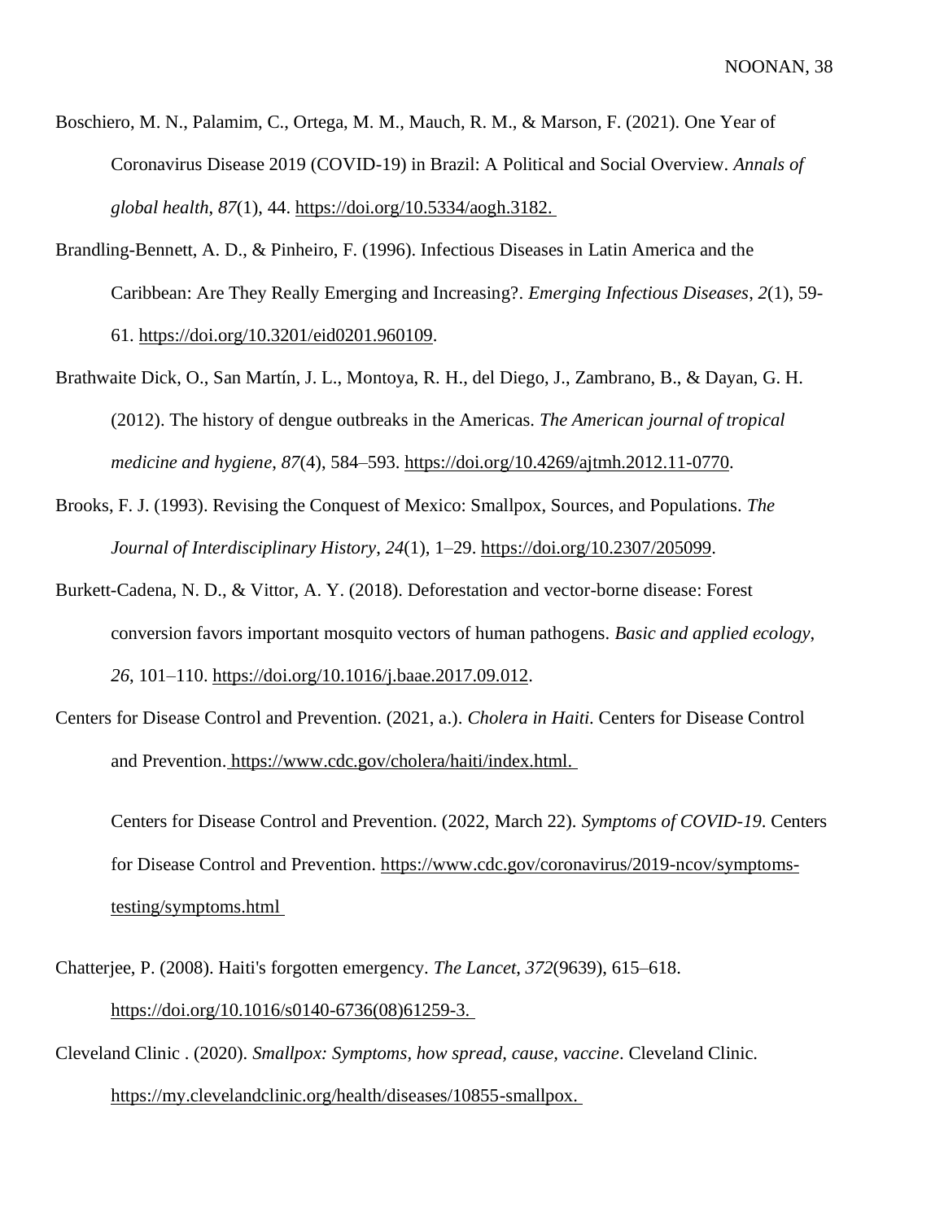Boschiero, M. N., Palamim, C., Ortega, M. M., Mauch, R. M., & Marson, F. (2021). One Year of Coronavirus Disease 2019 (COVID-19) in Brazil: A Political and Social Overview. *Annals of global health*, *87*(1), 44. https://doi.org/10.5334/aogh.3182.

Brandling-Bennett, A. D., & Pinheiro, F. (1996). Infectious Diseases in Latin America and the Caribbean: Are They Really Emerging and Increasing?. *Emerging Infectious Diseases*, *2*(1), 59-61. https://doi.org/10.3201/eid0201.960109.

Brathwaite Dick, O., San Martín, J. L., Montoya, R. H., del Diego, J., Zambrano, B., & Dayan, G. H. (2012). The history of dengue outbreaks in the Americas. *The American journal of tropical medicine and hygiene*, *87*(4), 584–593. https://doi.org/10.4269/ajtmh.2012.11-0770.

Brooks, F. J. (1993). Revising the Conquest of Mexico: Smallpox, Sources, and Populations. *The Journal of Interdisciplinary History*, *24*(1), 1–29. https://doi.org/10.2307/205099.

Burkett-Cadena, N. D., & Vittor, A. Y. (2018). Deforestation and vector-borne disease: Forest conversion favors important mosquito vectors of human pathogens. *Basic and applied ecology*, *26*, 101–110. https://doi.org/10.1016/j.baae.2017.09.012.

Centers for Disease Control and Prevention. (2021, a.). *Cholera in Haiti*. Centers for Disease Control and Prevention. https://www.cdc.gov/cholera/haiti/index.html.

Centers for Disease Control and Prevention. (2022, March 22). *Symptoms of COVID-19*. Centers for Disease Control and Prevention. https://www.cdc.gov/coronavirus/2019-ncov/symptoms-testing/symptoms.html

Chatterjee, P. (2008). Haiti's forgotten emergency. *The Lancet*, *372*(9639), 615–618. https://doi.org/10.1016/s0140-6736(08)61259-3.

Cleveland Clinic . (2020). *Smallpox: Symptoms, how spread, cause, vaccine*. Cleveland Clinic. https://my.clevelandclinic.org/health/diseases/10855-smallpox.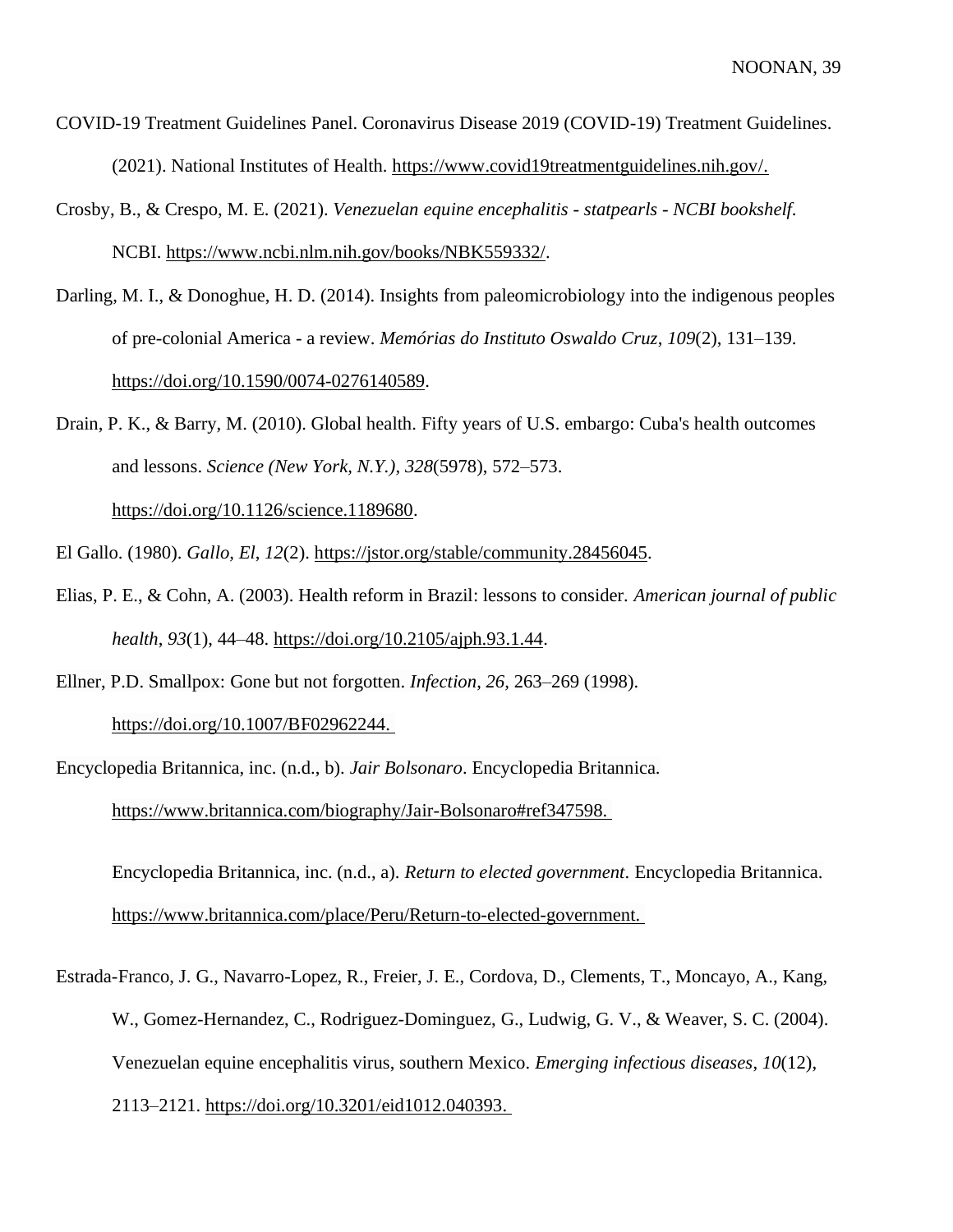COVID-19 Treatment Guidelines Panel. Coronavirus Disease 2019 (COVID-19) Treatment Guidelines. (2021). National Institutes of Health. https://www.covid19treatmentguidelines.nih.gov/.

Crosby, B., & Crespo, M. E. (2021). *Venezuelan equine encephalitis - statpearls - NCBI bookshelf*. NCBI. https://www.ncbi.nlm.nih.gov/books/NBK559332/.

Darling, M. I., & Donoghue, H. D. (2014). Insights from paleomicrobiology into the indigenous peoples of pre-colonial America - a review. *Memórias do Instituto Oswaldo Cruz*, *109*(2), 131–139. https://doi.org/10.1590/0074-0276140589.

Drain, P. K., & Barry, M. (2010). Global health. Fifty years of U.S. embargo: Cuba's health outcomes and lessons. *Science (New York, N.Y.)*, *328*(5978), 572–573. https://doi.org/10.1126/science.1189680.

El Gallo. (1980). *Gallo, El*, *12*(2). https://jstor.org/stable/community.28456045.

Elias, P. E., & Cohn, A. (2003). Health reform in Brazil: lessons to consider. *American journal of public health*, *93*(1), 44–48. https://doi.org/10.2105/ajph.93.1.44.

Ellner, P.D. Smallpox: Gone but not forgotten. *Infection*, *26*, 263–269 (1998). https://doi.org/10.1007/BF02962244.

Encyclopedia Britannica, inc. (n.d., b). *Jair Bolsonaro*. Encyclopedia Britannica. https://www.britannica.com/biography/Jair-Bolsonaro#ref347598.

Encyclopedia Britannica, inc. (n.d., a). *Return to elected government*. Encyclopedia Britannica. https://www.britannica.com/place/Peru/Return-to-elected-government.

Estrada-Franco, J. G., Navarro-Lopez, R., Freier, J. E., Cordova, D., Clements, T., Moncayo, A., Kang, W., Gomez-Hernandez, C., Rodriguez-Dominguez, G., Ludwig, G. V., & Weaver, S. C. (2004). Venezuelan equine encephalitis virus, southern Mexico. *Emerging infectious diseases*, *10*(12), 2113–2121. https://doi.org/10.3201/eid1012.040393.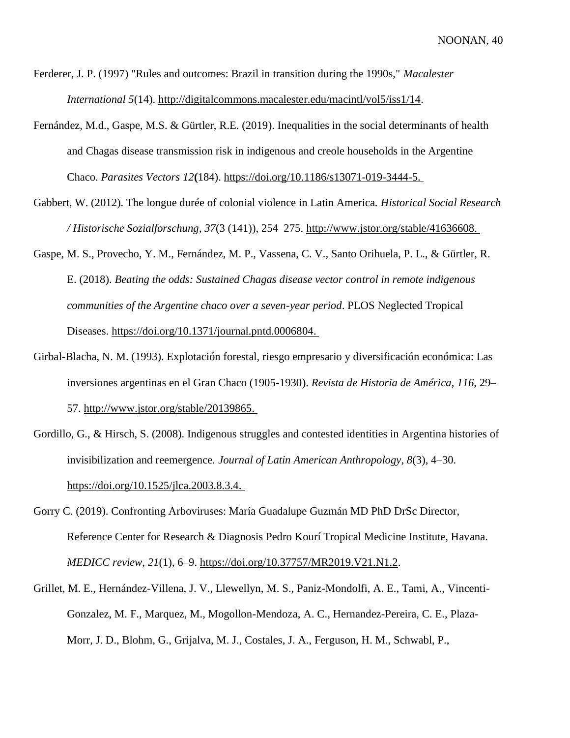Ferderer, J. P. (1997) "Rules and outcomes: Brazil in transition during the 1990s," *Macalester International 5*(14). http://digitalcommons.macalester.edu/macintl/vol5/iss1/14.

Fernández, M.d., Gaspe, M.S. & Gürtler, R.E. (2019). Inequalities in the social determinants of health and Chagas disease transmission risk in indigenous and creole households in the Argentine Chaco. *Parasites Vectors 12*(184). https://doi.org/10.1186/s13071-019-3444-5.

Gabbert, W. (2012). The longue durée of colonial violence in Latin America. *Historical Social Research / Historische Sozialforschung*, *37*(3 (141)), 254–275. http://www.jstor.org/stable/41636608.

Gaspe, M. S., Provecho, Y. M., Fernández, M. P., Vassena, C. V., Santo Orihuela, P. L., & Gürtler, R. E. (2018). *Beating the odds: Sustained Chagas disease vector control in remote indigenous communities of the Argentine chaco over a seven-year period*. PLOS Neglected Tropical Diseases. https://doi.org/10.1371/journal.pntd.0006804.

Girbal-Blacha, N. M. (1993). Explotación forestal, riesgo empresario y diversificación económica: Las inversiones argentinas en el Gran Chaco (1905-1930). *Revista de Historia de América*, *116*, 29–57. http://www.jstor.org/stable/20139865.

Gordillo, G., & Hirsch, S. (2008). Indigenous struggles and contested identities in Argentina histories of invisibilization and reemergence. *Journal of Latin American Anthropology*, *8*(3), 4–30. https://doi.org/10.1525/jlca.2003.8.3.4.

Gorry C. (2019). Confronting Arboviruses: María Guadalupe Guzmán MD PhD DrSc Director, Reference Center for Research & Diagnosis Pedro Kourí Tropical Medicine Institute, Havana. *MEDICC review*, *21*(1), 6–9. https://doi.org/10.37757/MR2019.V21.N1.2.

Grillet, M. E., Hernández-Villena, J. V., Llewellyn, M. S., Paniz-Mondolfi, A. E., Tami, A., Vincenti-Gonzalez, M. F., Marquez, M., Mogollon-Mendoza, A. C., Hernandez-Pereira, C. E., Plaza-Morr, J. D., Blohm, G., Grijalva, M. J., Costales, J. A., Ferguson, H. M., Schwabl, P.,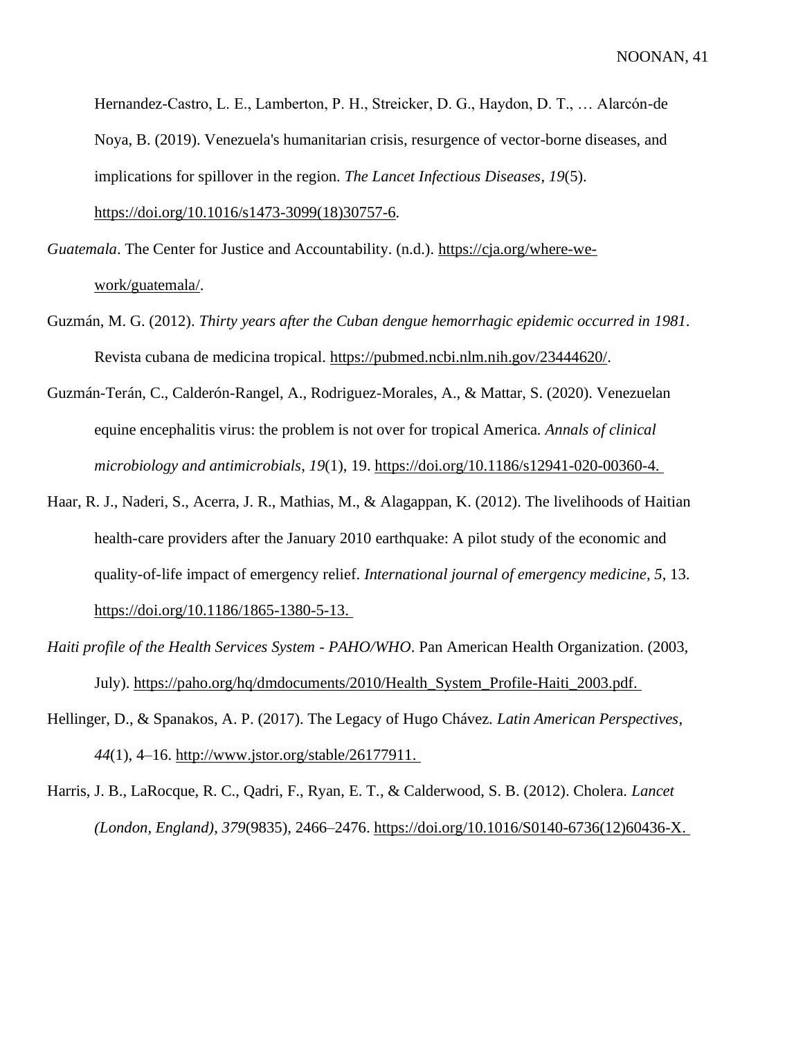Hernandez-Castro, L. E., Lamberton, P. H., Streicker, D. G., Haydon, D. T., … Alarcón-de Noya, B. (2019). Venezuela's humanitarian crisis, resurgence of vector-borne diseases, and implications for spillover in the region. *The Lancet Infectious Diseases*, *19*(5). https://doi.org/10.1016/s1473-3099(18)30757-6.

*Guatemala*. The Center for Justice and Accountability. (n.d.). https://cja.org/where-we-work/guatemala/.

Guzmán, M. G. (2012). *Thirty years after the Cuban dengue hemorrhagic epidemic occurred in 1981*. Revista cubana de medicina tropical. https://pubmed.ncbi.nlm.nih.gov/23444620/.

Guzmán-Terán, C., Calderón-Rangel, A., Rodriguez-Morales, A., & Mattar, S. (2020). Venezuelan equine encephalitis virus: the problem is not over for tropical America. *Annals of clinical microbiology and antimicrobials*, *19*(1), 19. https://doi.org/10.1186/s12941-020-00360-4.

Haar, R. J., Naderi, S., Acerra, J. R., Mathias, M., & Alagappan, K. (2012). The livelihoods of Haitian health-care providers after the January 2010 earthquake: A pilot study of the economic and quality-of-life impact of emergency relief. *International journal of emergency medicine*, *5*, 13. https://doi.org/10.1186/1865-1380-5-13.

*Haiti profile of the Health Services System - PAHO/WHO*. Pan American Health Organization. (2003, July). https://paho.org/hq/dmdocuments/2010/Health_System_Profile-Haiti_2003.pdf.

Hellinger, D., & Spanakos, A. P. (2017). The Legacy of Hugo Chávez. *Latin American Perspectives*, *44*(1), 4–16. http://www.jstor.org/stable/26177911.

Harris, J. B., LaRocque, R. C., Qadri, F., Ryan, E. T., & Calderwood, S. B. (2012). Cholera. *Lancet (London, England)*, *379*(9835), 2466–2476. https://doi.org/10.1016/S0140-6736(12)60436-X.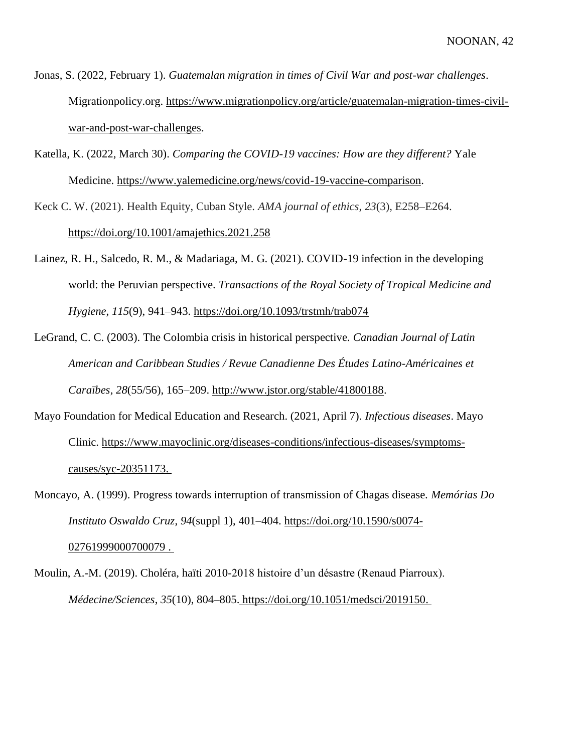Jonas, S. (2022, February 1). *Guatemalan migration in times of Civil War and post-war challenges*. Migrationpolicy.org. https://www.migrationpolicy.org/article/guatemalan-migration-times-civil-war-and-post-war-challenges.

Katella, K. (2022, March 30). *Comparing the COVID-19 vaccines: How are they different?* Yale Medicine. https://www.yalemedicine.org/news/covid-19-vaccine-comparison.

Keck C. W. (2021). Health Equity, Cuban Style. *AMA journal of ethics*, *23*(3), E258–E264. https://doi.org/10.1001/amajethics.2021.258

Lainez, R. H., Salcedo, R. M., & Madariaga, M. G. (2021). COVID-19 infection in the developing world: the Peruvian perspective. *Transactions of the Royal Society of Tropical Medicine and Hygiene*, *115*(9), 941–943. https://doi.org/10.1093/trstmh/trab074

LeGrand, C. C. (2003). The Colombia crisis in historical perspective. *Canadian Journal of Latin American and Caribbean Studies / Revue Canadienne Des Études Latino-Américaines et Caraïbes*, *28*(55/56), 165–209. http://www.jstor.org/stable/41800188.

Mayo Foundation for Medical Education and Research. (2021, April 7). *Infectious diseases*. Mayo Clinic. https://www.mayoclinic.org/diseases-conditions/infectious-diseases/symptoms-causes/syc-20351173.

Moncayo, A. (1999). Progress towards interruption of transmission of Chagas disease. *Memórias Do Instituto Oswaldo Cruz*, *94*(suppl 1), 401–404. https://doi.org/10.1590/s0074-02761999000700079 .

Moulin, A.-M. (2019). Choléra, haïti 2010-2018 histoire d'un désastre (Renaud Piarroux). *Médecine/Sciences*, *35*(10), 804–805. https://doi.org/10.1051/medsci/2019150.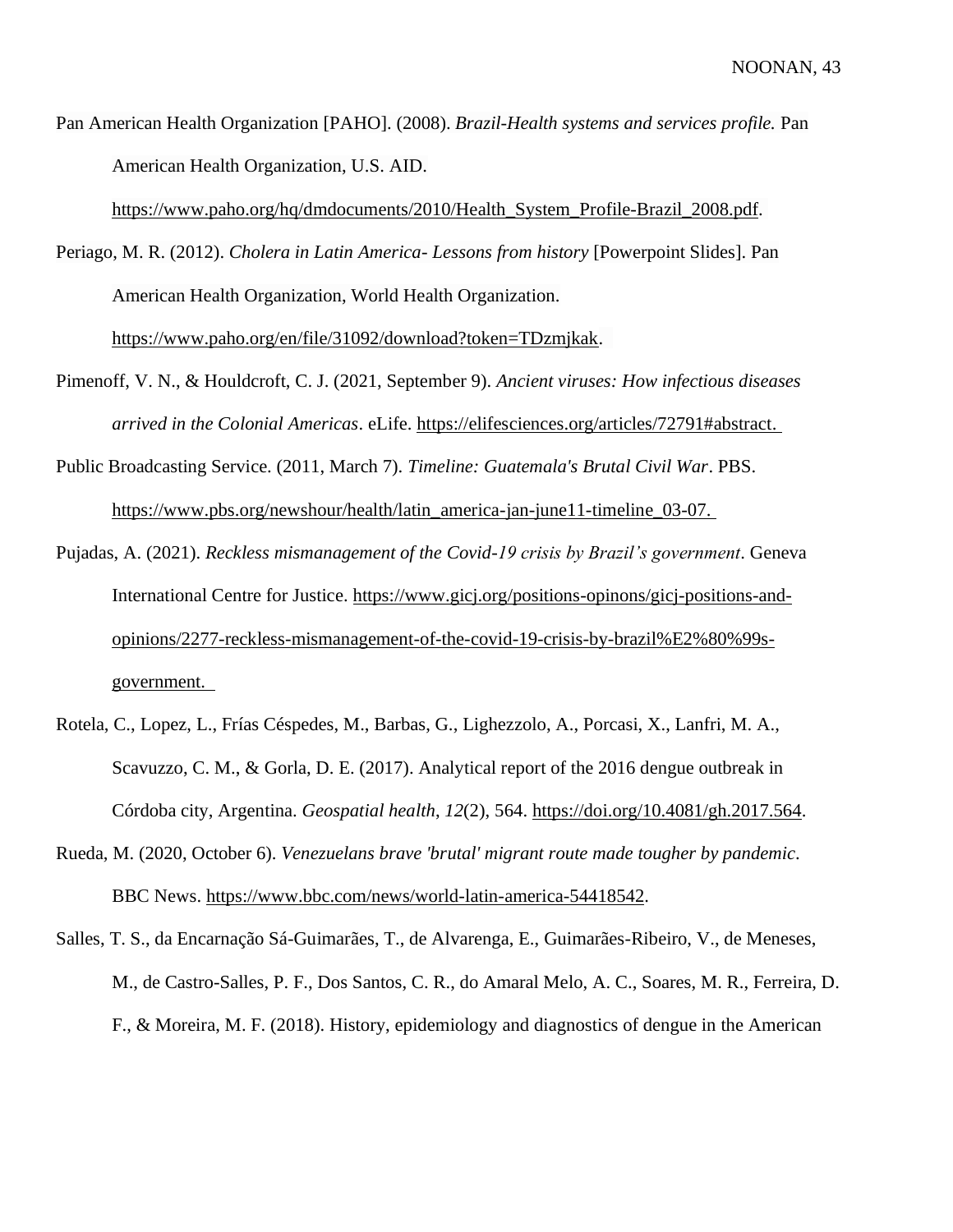Pan American Health Organization [PAHO]. (2008). *Brazil-Health systems and services profile.* Pan American Health Organization, U.S. AID. https://www.paho.org/hq/dmdocuments/2010/Health_System_Profile-Brazil_2008.pdf.

Periago, M. R. (2012). *Cholera in Latin America- Lessons from history* [Powerpoint Slides]. Pan American Health Organization, World Health Organization. https://www.paho.org/en/file/31092/download?token=TDzmjkak.

Pimenoff, V. N., & Houldcroft, C. J. (2021, September 9). *Ancient viruses: How infectious diseases arrived in the Colonial Americas*. eLife. https://elifesciences.org/articles/72791#abstract.

Public Broadcasting Service. (2011, March 7). *Timeline: Guatemala's Brutal Civil War*. PBS. https://www.pbs.org/newshour/health/latin_america-jan-june11-timeline_03-07.

Pujadas, A. (2021). *Reckless mismanagement of the Covid-19 crisis by Brazil's government*. Geneva International Centre for Justice. https://www.gicj.org/positions-opinons/gicj-positions-and-opinions/2277-reckless-mismanagement-of-the-covid-19-crisis-by-brazil%E2%80%99s-government.

Rotela, C., Lopez, L., Frías Céspedes, M., Barbas, G., Lighezzolo, A., Porcasi, X., Lanfri, M. A., Scavuzzo, C. M., & Gorla, D. E. (2017). Analytical report of the 2016 dengue outbreak in Córdoba city, Argentina. *Geospatial health, 12*(2), 564. https://doi.org/10.4081/gh.2017.564.

Rueda, M. (2020, October 6). *Venezuelans brave 'brutal' migrant route made tougher by pandemic*. BBC News. https://www.bbc.com/news/world-latin-america-54418542.

Salles, T. S., da Encarnação Sá-Guimarães, T., de Alvarenga, E., Guimarães-Ribeiro, V., de Meneses, M., de Castro-Salles, P. F., Dos Santos, C. R., do Amaral Melo, A. C., Soares, M. R., Ferreira, D. F., & Moreira, M. F. (2018). History, epidemiology and diagnostics of dengue in the American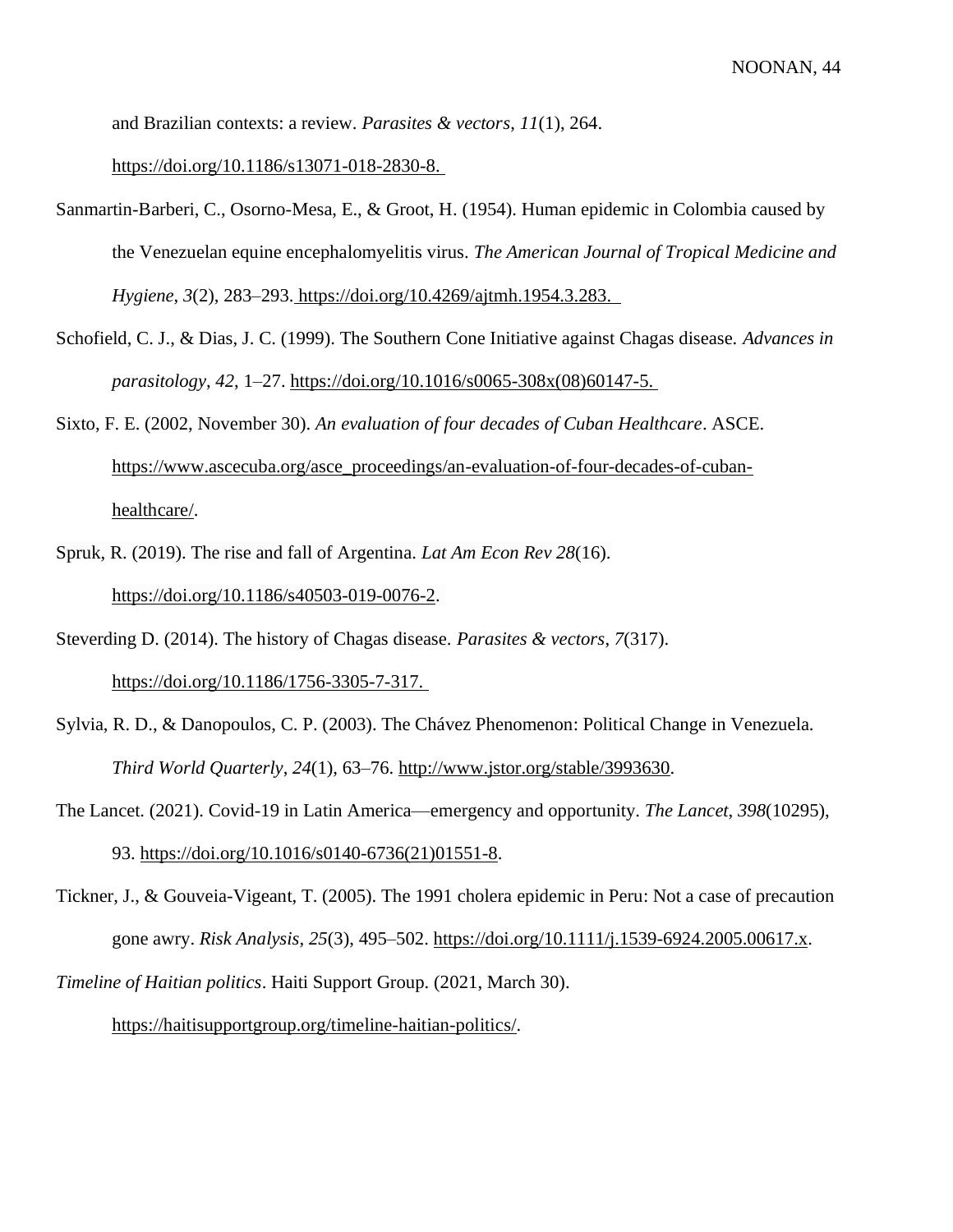and Brazilian contexts: a review. *Parasites & vectors*, *11*(1), 264. https://doi.org/10.1186/s13071-018-2830-8.

Sanmartin-Barberi, C., Osorno-Mesa, E., & Groot, H. (1954). Human epidemic in Colombia caused by the Venezuelan equine encephalomyelitis virus. *The American Journal of Tropical Medicine and Hygiene*, *3*(2), 283–293. https://doi.org/10.4269/ajtmh.1954.3.283.

Schofield, C. J., & Dias, J. C. (1999). The Southern Cone Initiative against Chagas disease. *Advances in parasitology*, *42*, 1–27. https://doi.org/10.1016/s0065-308x(08)60147-5.

Sixto, F. E. (2002, November 30). *An evaluation of four decades of Cuban Healthcare*. ASCE. https://www.ascecuba.org/asce_proceedings/an-evaluation-of-four-decades-of-cuban-healthcare/.

Spruk, R. (2019). The rise and fall of Argentina. *Lat Am Econ Rev 28*(16). https://doi.org/10.1186/s40503-019-0076-2.

Steverding D. (2014). The history of Chagas disease. *Parasites & vectors*, *7*(317). https://doi.org/10.1186/1756-3305-7-317.

Sylvia, R. D., & Danopoulos, C. P. (2003). The Chávez Phenomenon: Political Change in Venezuela. *Third World Quarterly*, *24*(1), 63–76. http://www.jstor.org/stable/3993630.

The Lancet. (2021). Covid-19 in Latin America—emergency and opportunity. *The Lancet*, *398*(10295), 93. https://doi.org/10.1016/s0140-6736(21)01551-8.

Tickner, J., & Gouveia-Vigeant, T. (2005). The 1991 cholera epidemic in Peru: Not a case of precaution gone awry. *Risk Analysis*, *25*(3), 495–502. https://doi.org/10.1111/j.1539-6924.2005.00617.x.

*Timeline of Haitian politics*. Haiti Support Group. (2021, March 30). https://haitisupportgroup.org/timeline-haitian-politics/.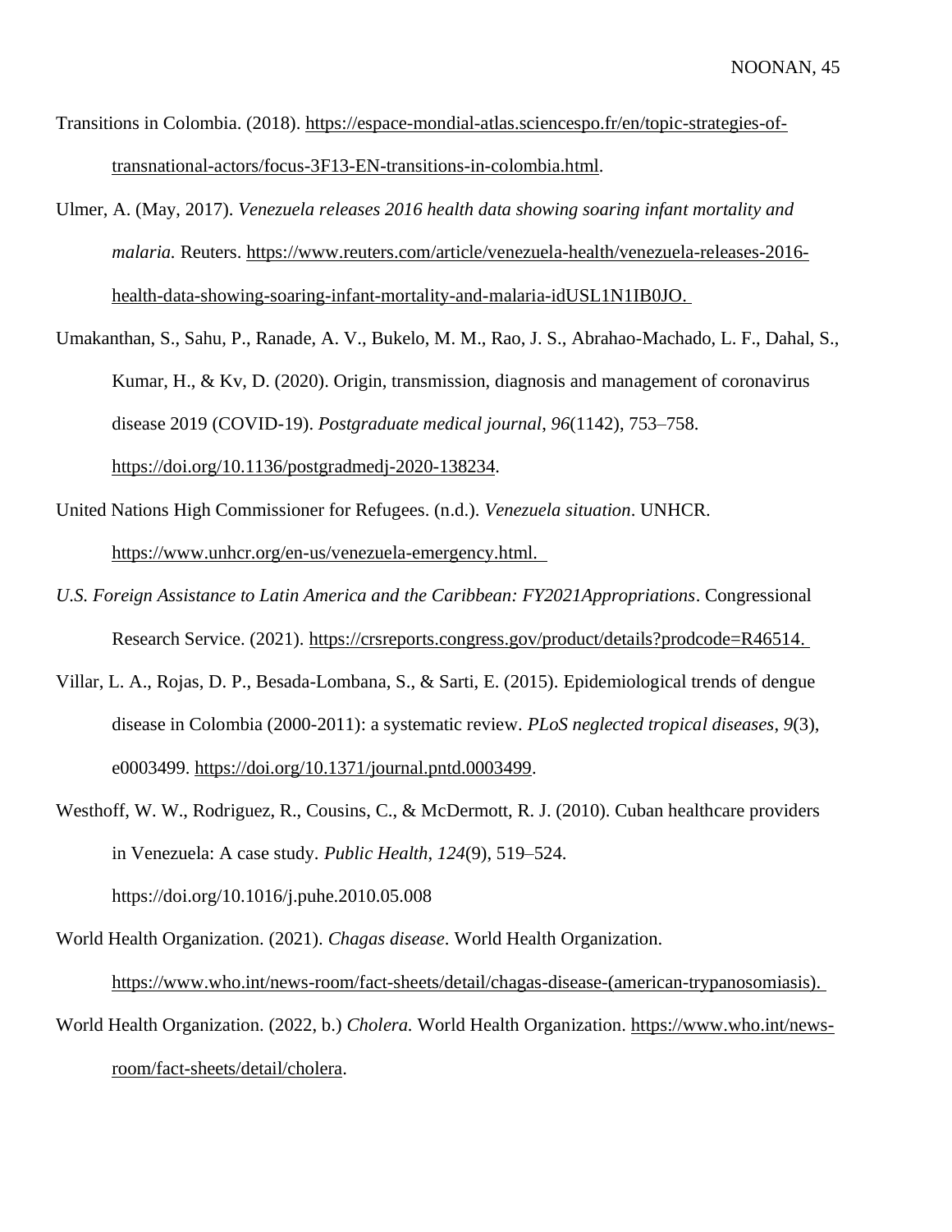Transitions in Colombia. (2018). https://espace-mondial-atlas.sciencespo.fr/en/topic-strategies-of-transnational-actors/focus-3F13-EN-transitions-in-colombia.html.

Ulmer, A. (May, 2017). *Venezuela releases 2016 health data showing soaring infant mortality and malaria.* Reuters. https://www.reuters.com/article/venezuela-health/venezuela-releases-2016-health-data-showing-soaring-infant-mortality-and-malaria-idUSL1N1IB0JO.

Umakanthan, S., Sahu, P., Ranade, A. V., Bukelo, M. M., Rao, J. S., Abrahao-Machado, L. F., Dahal, S., Kumar, H., & Kv, D. (2020). Origin, transmission, diagnosis and management of coronavirus disease 2019 (COVID-19). *Postgraduate medical journal*, *96*(1142), 753–758. https://doi.org/10.1136/postgradmedj-2020-138234.

United Nations High Commissioner for Refugees. (n.d.). *Venezuela situation*. UNHCR. https://www.unhcr.org/en-us/venezuela-emergency.html.

*U.S. Foreign Assistance to Latin America and the Caribbean: FY2021Appropriations*. Congressional Research Service. (2021). https://crsreports.congress.gov/product/details?prodcode=R46514.

Villar, L. A., Rojas, D. P., Besada-Lombana, S., & Sarti, E. (2015). Epidemiological trends of dengue disease in Colombia (2000-2011): a systematic review. *PLoS neglected tropical diseases*, *9*(3), e0003499. https://doi.org/10.1371/journal.pntd.0003499.

Westhoff, W. W., Rodriguez, R., Cousins, C., & McDermott, R. J. (2010). Cuban healthcare providers in Venezuela: A case study. *Public Health*, *124*(9), 519–524. https://doi.org/10.1016/j.puhe.2010.05.008

World Health Organization. (2021). *Chagas disease*. World Health Organization. https://www.who.int/news-room/fact-sheets/detail/chagas-disease-(american-trypanosomiasis).

World Health Organization. (2022, b.) *Cholera.* World Health Organization. https://www.who.int/news-room/fact-sheets/detail/cholera.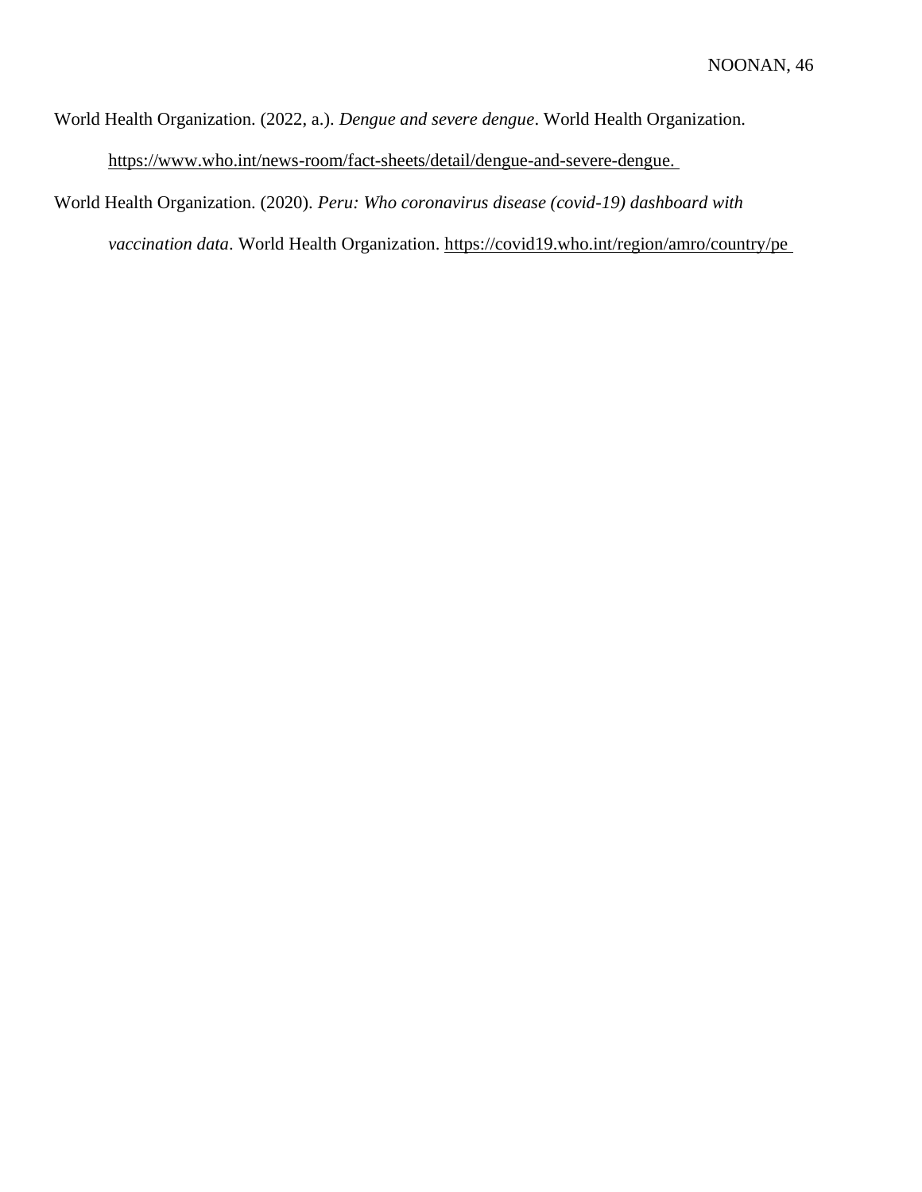World Health Organization. (2022, a.). *Dengue and severe dengue*. World Health Organization. https://www.who.int/news-room/fact-sheets/detail/dengue-and-severe-dengue.

World Health Organization. (2020). *Peru: Who coronavirus disease (covid-19) dashboard with vaccination data*. World Health Organization. https://covid19.who.int/region/amro/country/pe